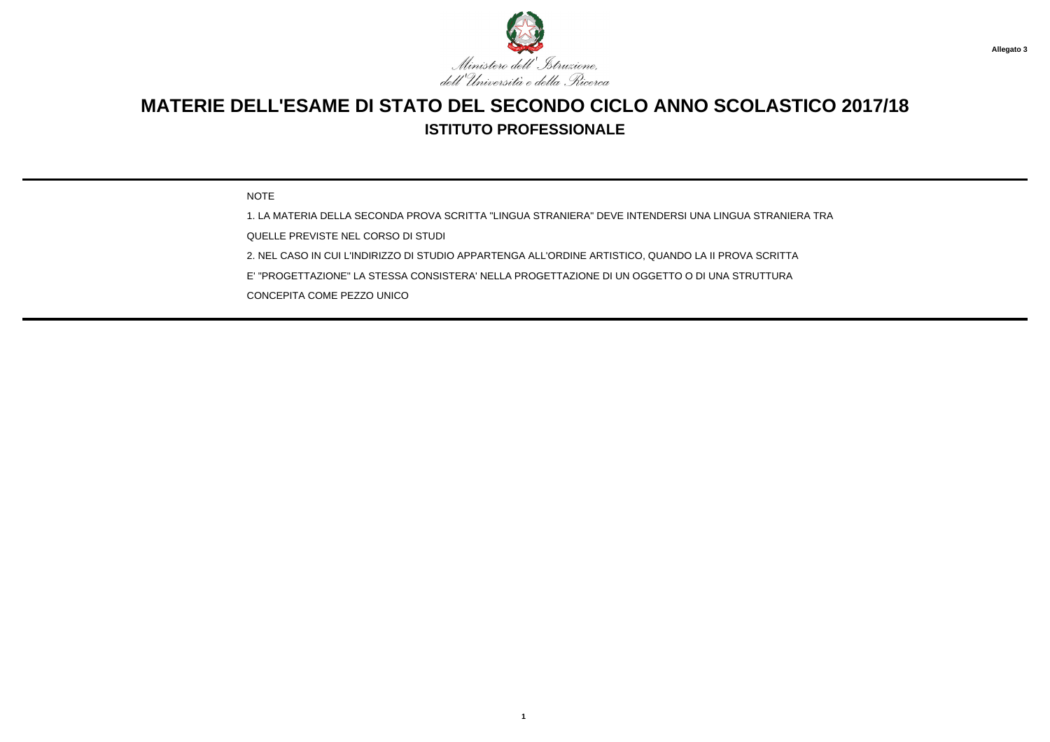Allegato 3

Ministero dell'Istruzione,
dell'Università e della Ricerca

# MATERIE DELL'ESAME DI STATO DEL SECONDO CICLO ANNO SCOLASTICO 2017/18

## ISTITUTO PROFESSIONALE

NOTE

1. LA MATERIA DELLA SECONDA PROVA SCRITTA "LINGUA STRANIERA" DEVE INTENDERSI UNA LINGUA STRANIERA TRA QUELLE PREVISTE NEL CORSO DI STUDI

2. NEL CASO IN CUI L'INDIRIZZO DI STUDIO APPARTENGA ALL'ORDINE ARTISTICO, QUANDO LA II PROVA SCRITTA E' "PROGETTAZIONE" LA STESSA CONSISTERA' NELLA PROGETTAZIONE DI UN OGGETTO O DI UNA STRUTTURA CONCEPITA COME PEZZO UNICO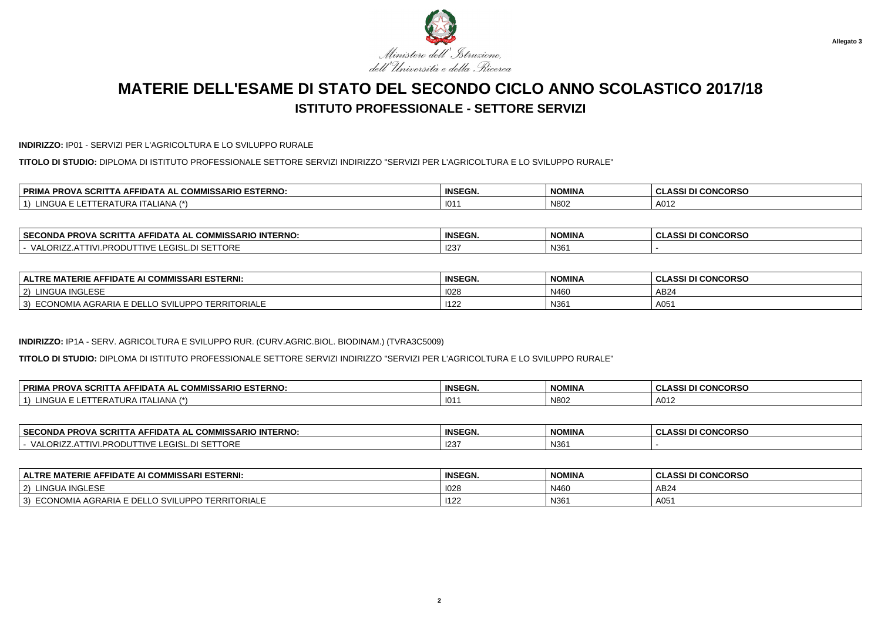Ministero dell'Istruzione, dell'Università e della Ricerca

Allegato 3

# MATERIE DELL'ESAME DI STATO DEL SECONDO CICLO ANNO SCOLASTICO 2017/18

## ISTITUTO PROFESSIONALE - SETTORE SERVIZI

**INDIRIZZO:** IP01 - SERVIZI PER L'AGRICOLTURA E LO SVILUPPO RURALE

**TITOLO DI STUDIO:** DIPLOMA DI ISTITUTO PROFESSIONALE SETTORE SERVIZI INDIRIZZO "SERVIZI PER L'AGRICOLTURA E LO SVILUPPO RURALE"

| PRIMA PROVA SCRITTA AFFIDATA AL COMMISSARIO ESTERNO: | INSEGN. | NOMINA | CLASSI DI CONCORSO |
|---|---|---|---|
| 1) LINGUA E LETTERATURA ITALIANA (*) | I011 | N802 | A012 |

| SECONDA PROVA SCRITTA AFFIDATA AL COMMISSARIO INTERNO: | INSEGN. | NOMINA | CLASSI DI CONCORSO |
|---|---|---|---|
| - VALORIZZ.ATTIVI.PRODUTTIVE LEGISL.DI SETTORE | I237 | N361 | - |

| ALTRE MATERIE AFFIDATE AI COMMISSARI ESTERNI: | INSEGN. | NOMINA | CLASSI DI CONCORSO |
|---|---|---|---|
| 2) LINGUA INGLESE | I028 | N460 | AB24 |
| 3) ECONOMIA AGRARIA E DELLO SVILUPPO TERRITORIALE | I122 | N361 | A051 |

**INDIRIZZO:** IP1A - SERV. AGRICOLTURA E SVILUPPO RUR. (CURV.AGRIC.BIOL. BIODINAM.) (TVRA3C5009)

**TITOLO DI STUDIO:** DIPLOMA DI ISTITUTO PROFESSIONALE SETTORE SERVIZI INDIRIZZO "SERVIZI PER L'AGRICOLTURA E LO SVILUPPO RURALE"

| PRIMA PROVA SCRITTA AFFIDATA AL COMMISSARIO ESTERNO: | INSEGN. | NOMINA | CLASSI DI CONCORSO |
|---|---|---|---|
| 1) LINGUA E LETTERATURA ITALIANA (*) | I011 | N802 | A012 |

| SECONDA PROVA SCRITTA AFFIDATA AL COMMISSARIO INTERNO: | INSEGN. | NOMINA | CLASSI DI CONCORSO |
|---|---|---|---|
| - VALORIZZ.ATTIVI.PRODUTTIVE LEGISL.DI SETTORE | I237 | N361 | - |

| ALTRE MATERIE AFFIDATE AI COMMISSARI ESTERNI: | INSEGN. | NOMINA | CLASSI DI CONCORSO |
|---|---|---|---|
| 2) LINGUA INGLESE | I028 | N460 | AB24 |
| 3) ECONOMIA AGRARIA E DELLO SVILUPPO TERRITORIALE | I122 | N361 | A051 |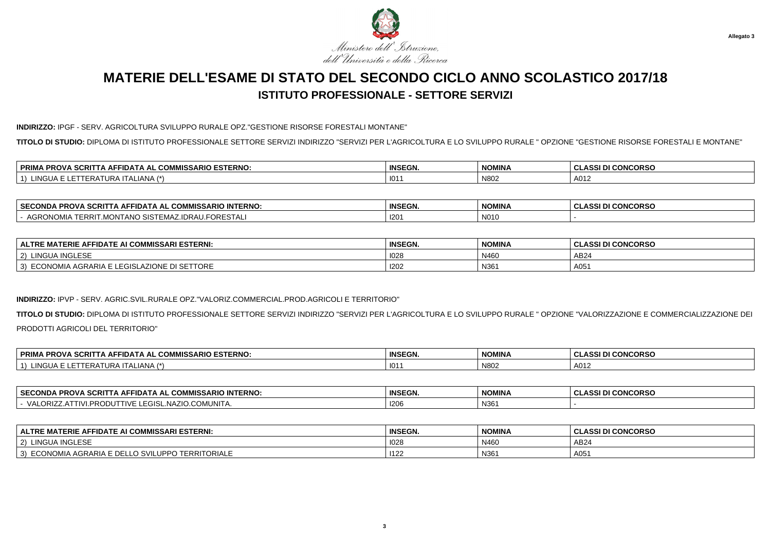Ministero dell'Istruzione, dell'Università e della Ricerca

**Allegato 3**

# MATERIE DELL'ESAME DI STATO DEL SECONDO CICLO ANNO SCOLASTICO 2017/18

## ISTITUTO PROFESSIONALE - SETTORE SERVIZI

**INDIRIZZO:** IPGF - SERV. AGRICOLTURA SVILUPPO RURALE OPZ."GESTIONE RISORSE FORESTALI MONTANE"

**TITOLO DI STUDIO:** DIPLOMA DI ISTITUTO PROFESSIONALE SETTORE SERVIZI INDIRIZZO "SERVIZI PER L'AGRICOLTURA E LO SVILUPPO RURALE " OPZIONE "GESTIONE RISORSE FORESTALI E MONTANE"

| PRIMA PROVA SCRITTA AFFIDATA AL COMMISSARIO ESTERNO: | INSEGN. | NOMINA | CLASSI DI CONCORSO |
|---|---|---|---|
| 1) LINGUA E LETTERATURA ITALIANA (*) | I011 | N802 | A012 |

| SECONDA PROVA SCRITTA AFFIDATA AL COMMISSARIO INTERNO: | INSEGN. | NOMINA | CLASSI DI CONCORSO |
|---|---|---|---|
| - AGRONOMIA TERRIT.MONTANO SISTEMAZ.IDRAU.FORESTALI | I201 | N010 | - |

| ALTRE MATERIE AFFIDATE AI COMMISSARI ESTERNI: | INSEGN. | NOMINA | CLASSI DI CONCORSO |
|---|---|---|---|
| 2) LINGUA INGLESE | I028 | N460 | AB24 |
| 3) ECONOMIA AGRARIA E LEGISLAZIONE DI SETTORE | I202 | N361 | A051 |

**INDIRIZZO:** IPVP - SERV. AGRIC.SVIL.RURALE OPZ."VALORIZ.COMMERCIAL.PROD.AGRICOLI E TERRITORIO"

**TITOLO DI STUDIO:** DIPLOMA DI ISTITUTO PROFESSIONALE SETTORE SERVIZI INDIRIZZO "SERVIZI PER L'AGRICOLTURA E LO SVILUPPO RURALE " OPZIONE "VALORIZZAZIONE E COMMERCIALIZZAZIONE DEI PRODOTTI AGRICOLI DEL TERRITORIO"

| PRIMA PROVA SCRITTA AFFIDATA AL COMMISSARIO ESTERNO: | INSEGN. | NOMINA | CLASSI DI CONCORSO |
|---|---|---|---|
| 1) LINGUA E LETTERATURA ITALIANA (*) | I011 | N802 | A012 |

| SECONDA PROVA SCRITTA AFFIDATA AL COMMISSARIO INTERNO: | INSEGN. | NOMINA | CLASSI DI CONCORSO |
|---|---|---|---|
| - VALORIZZ.ATTIVI.PRODUTTIVE LEGISL.NAZIO.COMUNITA. | I206 | N361 | - |

| ALTRE MATERIE AFFIDATE AI COMMISSARI ESTERNI: | INSEGN. | NOMINA | CLASSI DI CONCORSO |
|---|---|---|---|
| 2) LINGUA INGLESE | I028 | N460 | AB24 |
| 3) ECONOMIA AGRARIA E DELLO SVILUPPO TERRITORIALE | I122 | N361 | A051 |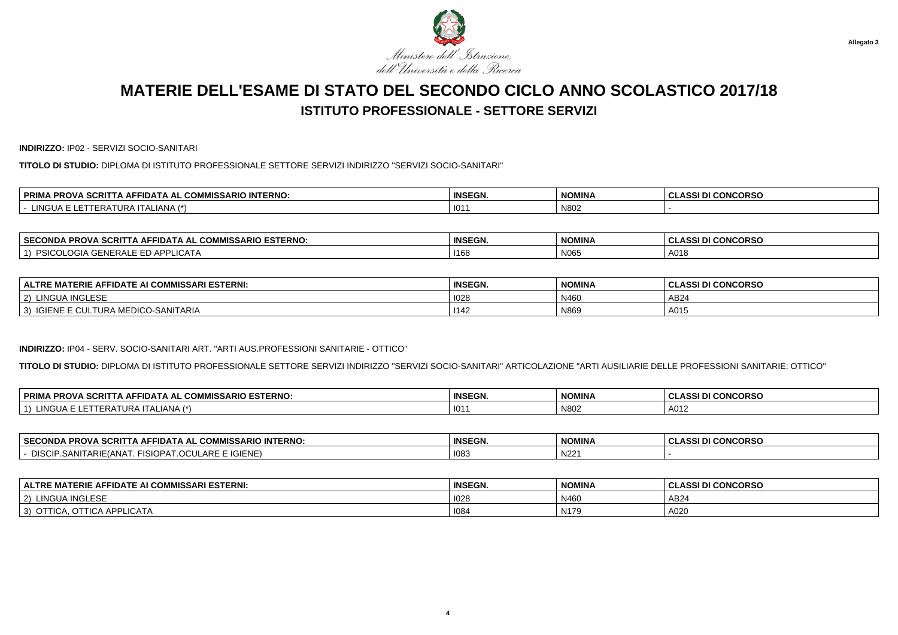Ministero dell'Istruzione, dell'Università e della Ricerca

Allegato 3

# MATERIE DELL'ESAME DI STATO DEL SECONDO CICLO ANNO SCOLASTICO 2017/18

## ISTITUTO PROFESSIONALE - SETTORE SERVIZI

**INDIRIZZO:** IP02 - SERVIZI SOCIO-SANITARI

**TITOLO DI STUDIO:** DIPLOMA DI ISTITUTO PROFESSIONALE SETTORE SERVIZI INDIRIZZO "SERVIZI SOCIO-SANITARI"

| PRIMA PROVA SCRITTA AFFIDATA AL COMMISSARIO INTERNO: | INSEGN. | NOMINA | CLASSI DI CONCORSO |
|---|---|---|---|
| - LINGUA E LETTERATURA ITALIANA (*) | I011 | N802 | - |

| SECONDA PROVA SCRITTA AFFIDATA AL COMMISSARIO ESTERNO: | INSEGN. | NOMINA | CLASSI DI CONCORSO |
|---|---|---|---|
| 1) PSICOLOGIA GENERALE ED APPLICATA | I168 | N065 | A018 |

| ALTRE MATERIE AFFIDATE AI COMMISSARI ESTERNI: | INSEGN. | NOMINA | CLASSI DI CONCORSO |
|---|---|---|---|
| 2) LINGUA INGLESE | I028 | N460 | AB24 |
| 3) IGIENE E CULTURA MEDICO-SANITARIA | I142 | N869 | A015 |

**INDIRIZZO:** IP04 - SERV. SOCIO-SANITARI ART. "ARTI AUS.PROFESSIONI SANITARIE - OTTICO"

**TITOLO DI STUDIO:** DIPLOMA DI ISTITUTO PROFESSIONALE SETTORE SERVIZI INDIRIZZO "SERVIZI SOCIO-SANITARI" ARTICOLAZIONE "ARTI AUSILIARIE DELLE PROFESSIONI SANITARIE: OTTICO"

| PRIMA PROVA SCRITTA AFFIDATA AL COMMISSARIO ESTERNO: | INSEGN. | NOMINA | CLASSI DI CONCORSO |
|---|---|---|---|
| 1) LINGUA E LETTERATURA ITALIANA (*) | I011 | N802 | A012 |

| SECONDA PROVA SCRITTA AFFIDATA AL COMMISSARIO INTERNO: | INSEGN. | NOMINA | CLASSI DI CONCORSO |
|---|---|---|---|
| - DISCIP.SANITARIE(ANAT. FISIOPAT.OCULARE E IGIENE) | I083 | N221 | - |

| ALTRE MATERIE AFFIDATE AI COMMISSARI ESTERNI: | INSEGN. | NOMINA | CLASSI DI CONCORSO |
|---|---|---|---|
| 2) LINGUA INGLESE | I028 | N460 | AB24 |
| 3) OTTICA, OTTICA APPLICATA | I084 | N179 | A020 |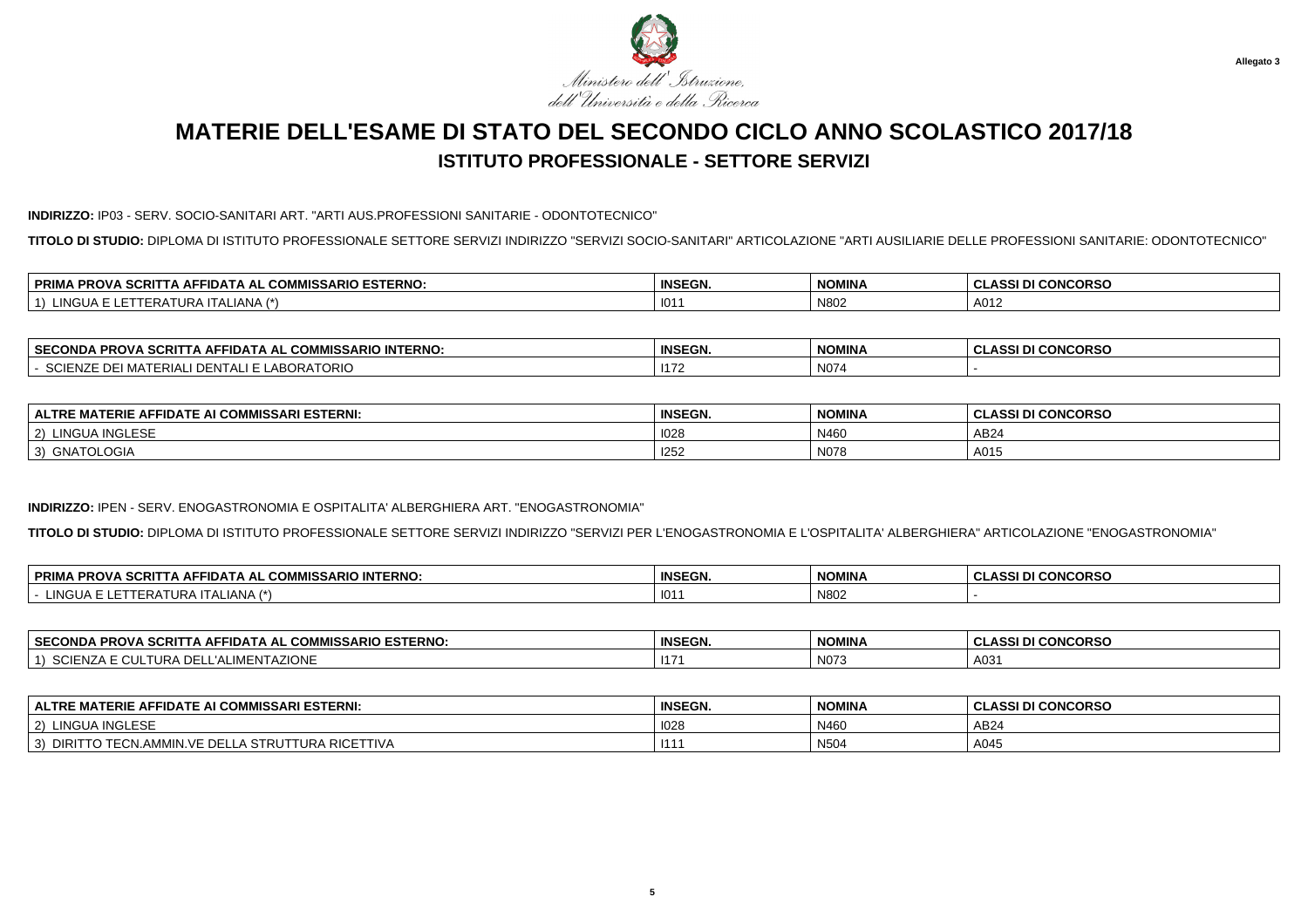Allegato 3

Ministero dell'Istruzione, dell'Università e della Ricerca

# MATERIE DELL'ESAME DI STATO DEL SECONDO CICLO ANNO SCOLASTICO 2017/18

## ISTITUTO PROFESSIONALE - SETTORE SERVIZI

**INDIRIZZO:** IP03 - SERV. SOCIO-SANITARI ART. "ARTI AUS.PROFESSIONI SANITARIE - ODONTOTECNICO"

**TITOLO DI STUDIO:** DIPLOMA DI ISTITUTO PROFESSIONALE SETTORE SERVIZI INDIRIZZO "SERVIZI SOCIO-SANITARI" ARTICOLAZIONE "ARTI AUSILIARIE DELLE PROFESSIONI SANITARIE: ODONTOTECNICO"

| PRIMA PROVA SCRITTA AFFIDATA AL COMMISSARIO ESTERNO: | INSEGN. | NOMINA | CLASSI DI CONCORSO |
|---|---|---|---|
| 1) LINGUA E LETTERATURA ITALIANA (*) | I011 | N802 | A012 |

| SECONDA PROVA SCRITTA AFFIDATA AL COMMISSARIO INTERNO: | INSEGN. | NOMINA | CLASSI DI CONCORSO |
|---|---|---|---|
| - SCIENZE DEI MATERIALI DENTALI E LABORATORIO | I172 | N074 | - |

| ALTRE MATERIE AFFIDATE AI COMMISSARI ESTERNI: | INSEGN. | NOMINA | CLASSI DI CONCORSO |
|---|---|---|---|
| 2) LINGUA INGLESE | I028 | N460 | AB24 |
| 3) GNATOLOGIA | I252 | N078 | A015 |

**INDIRIZZO:** IPEN - SERV. ENOGASTRONOMIA E OSPITALITA' ALBERGHIERA ART. "ENOGASTRONOMIA"

**TITOLO DI STUDIO:** DIPLOMA DI ISTITUTO PROFESSIONALE SETTORE SERVIZI INDIRIZZO "SERVIZI PER L'ENOGASTRONOMIA E L'OSPITALITA' ALBERGHIERA" ARTICOLAZIONE "ENOGASTRONOMIA"

| PRIMA PROVA SCRITTA AFFIDATA AL COMMISSARIO INTERNO: | INSEGN. | NOMINA | CLASSI DI CONCORSO |
|---|---|---|---|
| - LINGUA E LETTERATURA ITALIANA (*) | I011 | N802 | - |

| SECONDA PROVA SCRITTA AFFIDATA AL COMMISSARIO ESTERNO: | INSEGN. | NOMINA | CLASSI DI CONCORSO |
|---|---|---|---|
| 1) SCIENZA E CULTURA DELL'ALIMENTAZIONE | I171 | N073 | A031 |

| ALTRE MATERIE AFFIDATE AI COMMISSARI ESTERNI: | INSEGN. | NOMINA | CLASSI DI CONCORSO |
|---|---|---|---|
| 2) LINGUA INGLESE | I028 | N460 | AB24 |
| 3) DIRITTO TECN.AMMIN.VE DELLA STRUTTURA RICETTIVA | I111 | N504 | A045 |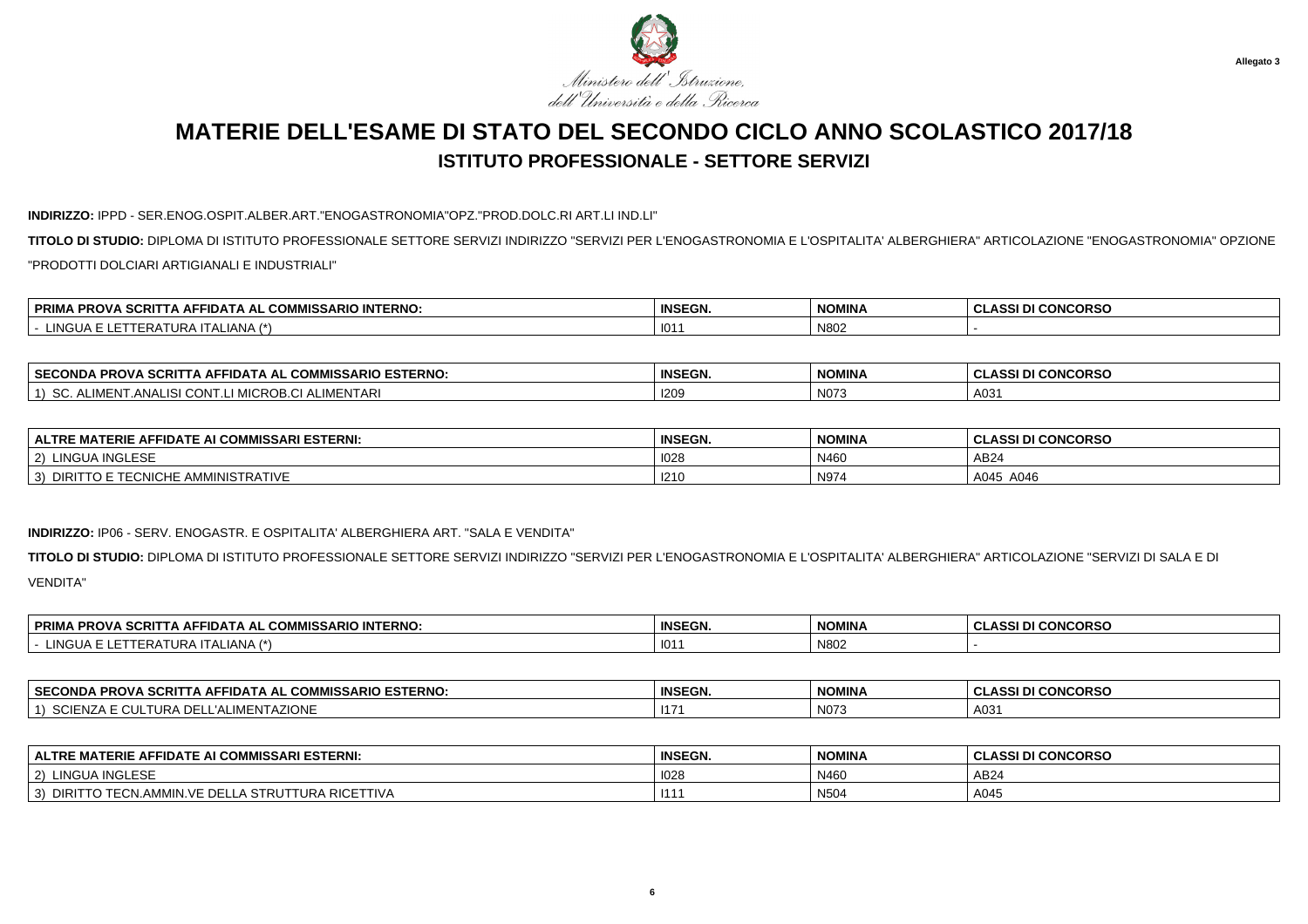Ministero dell'Istruzione, dell'Università e della Ricerca

Allegato 3

# MATERIE DELL'ESAME DI STATO DEL SECONDO CICLO ANNO SCOLASTICO 2017/18

## ISTITUTO PROFESSIONALE - SETTORE SERVIZI

**INDIRIZZO:** IPPD - SER.ENOG.OSPIT.ALBER.ART."ENOGASTRONOMIA"OPZ."PROD.DOLC.RI ART.LI IND.LI"

**TITOLO DI STUDIO:** DIPLOMA DI ISTITUTO PROFESSIONALE SETTORE SERVIZI INDIRIZZO "SERVIZI PER L'ENOGASTRONOMIA E L'OSPITALITA' ALBERGHIERA" ARTICOLAZIONE "ENOGASTRONOMIA" OPZIONE "PRODOTTI DOLCIARI ARTIGIANALI E INDUSTRIALI"

| PRIMA PROVA SCRITTA AFFIDATA AL COMMISSARIO INTERNO: | INSEGN. | NOMINA | CLASSI DI CONCORSO |
|---|---|---|---|
| - LINGUA E LETTERATURA ITALIANA (*) | I011 | N802 | - |

| SECONDA PROVA SCRITTA AFFIDATA AL COMMISSARIO ESTERNO: | INSEGN. | NOMINA | CLASSI DI CONCORSO |
|---|---|---|---|
| 1) SC. ALIMENT.ANALISI CONT.LI MICROB.CI ALIMENTARI | I209 | N073 | A031 |

| ALTRE MATERIE AFFIDATE AI COMMISSARI ESTERNI: | INSEGN. | NOMINA | CLASSI DI CONCORSO |
|---|---|---|---|
| 2) LINGUA INGLESE | I028 | N460 | AB24 |
| 3) DIRITTO E TECNICHE AMMINISTRATIVE | I210 | N974 | A045 A046 |

**INDIRIZZO:** IP06 - SERV. ENOGASTR. E OSPITALITA' ALBERGHIERA ART. "SALA E VENDITA"

**TITOLO DI STUDIO:** DIPLOMA DI ISTITUTO PROFESSIONALE SETTORE SERVIZI INDIRIZZO "SERVIZI PER L'ENOGASTRONOMIA E L'OSPITALITA' ALBERGHIERA" ARTICOLAZIONE "SERVIZI DI SALA E DI VENDITA"

| PRIMA PROVA SCRITTA AFFIDATA AL COMMISSARIO INTERNO: | INSEGN. | NOMINA | CLASSI DI CONCORSO |
|---|---|---|---|
| - LINGUA E LETTERATURA ITALIANA (*) | I011 | N802 | - |

| SECONDA PROVA SCRITTA AFFIDATA AL COMMISSARIO ESTERNO: | INSEGN. | NOMINA | CLASSI DI CONCORSO |
|---|---|---|---|
| 1) SCIENZA E CULTURA DELL'ALIMENTAZIONE | I171 | N073 | A031 |

| ALTRE MATERIE AFFIDATE AI COMMISSARI ESTERNI: | INSEGN. | NOMINA | CLASSI DI CONCORSO |
|---|---|---|---|
| 2) LINGUA INGLESE | I028 | N460 | AB24 |
| 3) DIRITTO TECN.AMMIN.VE DELLA STRUTTURA RICETTIVA | I111 | N504 | A045 |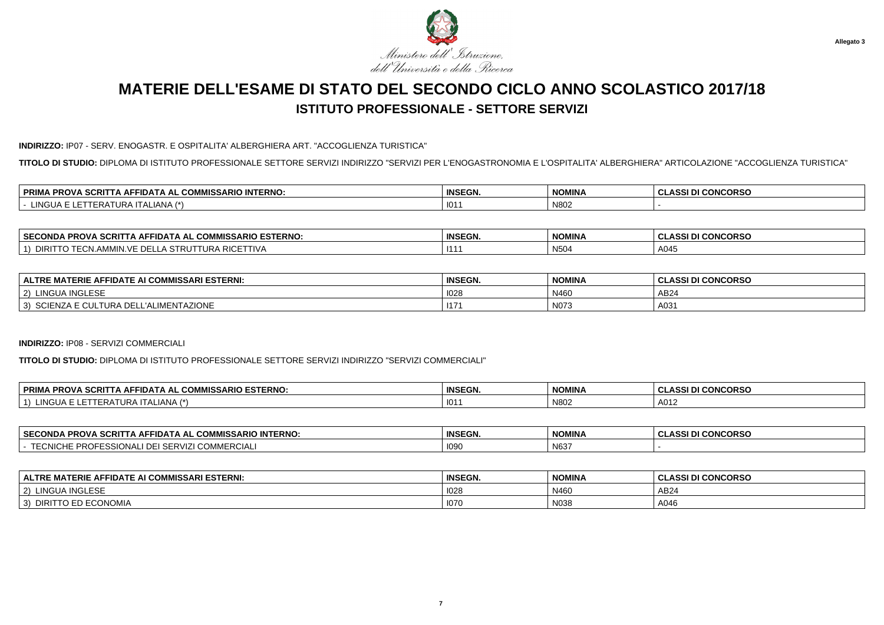Ministero dell'Istruzione, dell'Università e della Ricerca

Allegato 3

# MATERIE DELL'ESAME DI STATO DEL SECONDO CICLO ANNO SCOLASTICO 2017/18

## ISTITUTO PROFESSIONALE - SETTORE SERVIZI

**INDIRIZZO:** IP07 - SERV. ENOGASTR. E OSPITALITA' ALBERGHIERA ART. "ACCOGLIENZA TURISTICA"

**TITOLO DI STUDIO:** DIPLOMA DI ISTITUTO PROFESSIONALE SETTORE SERVIZI INDIRIZZO "SERVIZI PER L'ENOGASTRONOMIA E L'OSPITALITA' ALBERGHIERA" ARTICOLAZIONE "ACCOGLIENZA TURISTICA"

| PRIMA PROVA SCRITTA AFFIDATA AL COMMISSARIO INTERNO: | INSEGN. | NOMINA | CLASSI DI CONCORSO |
|---|---|---|---|
| - LINGUA E LETTERATURA ITALIANA (*) | I011 | N802 | - |

| SECONDA PROVA SCRITTA AFFIDATA AL COMMISSARIO ESTERNO: | INSEGN. | NOMINA | CLASSI DI CONCORSO |
|---|---|---|---|
| 1) DIRITTO TECN.AMMIN.VE DELLA STRUTTURA RICETTIVA | I111 | N504 | A045 |

| ALTRE MATERIE AFFIDATE AI COMMISSARI ESTERNI: | INSEGN. | NOMINA | CLASSI DI CONCORSO |
|---|---|---|---|
| 2) LINGUA INGLESE | I028 | N460 | AB24 |
| 3) SCIENZA E CULTURA DELL'ALIMENTAZIONE | I171 | N073 | A031 |

**INDIRIZZO:** IP08 - SERVIZI COMMERCIALI

**TITOLO DI STUDIO:** DIPLOMA DI ISTITUTO PROFESSIONALE SETTORE SERVIZI INDIRIZZO "SERVIZI COMMERCIALI"

| PRIMA PROVA SCRITTA AFFIDATA AL COMMISSARIO ESTERNO: | INSEGN. | NOMINA | CLASSI DI CONCORSO |
|---|---|---|---|
| 1) LINGUA E LETTERATURA ITALIANA (*) | I011 | N802 | A012 |

| SECONDA PROVA SCRITTA AFFIDATA AL COMMISSARIO INTERNO: | INSEGN. | NOMINA | CLASSI DI CONCORSO |
|---|---|---|---|
| - TECNICHE PROFESSIONALI DEI SERVIZI COMMERCIALI | I090 | N637 | - |

| ALTRE MATERIE AFFIDATE AI COMMISSARI ESTERNI: | INSEGN. | NOMINA | CLASSI DI CONCORSO |
|---|---|---|---|
| 2) LINGUA INGLESE | I028 | N460 | AB24 |
| 3) DIRITTO ED ECONOMIA | I070 | N038 | A046 |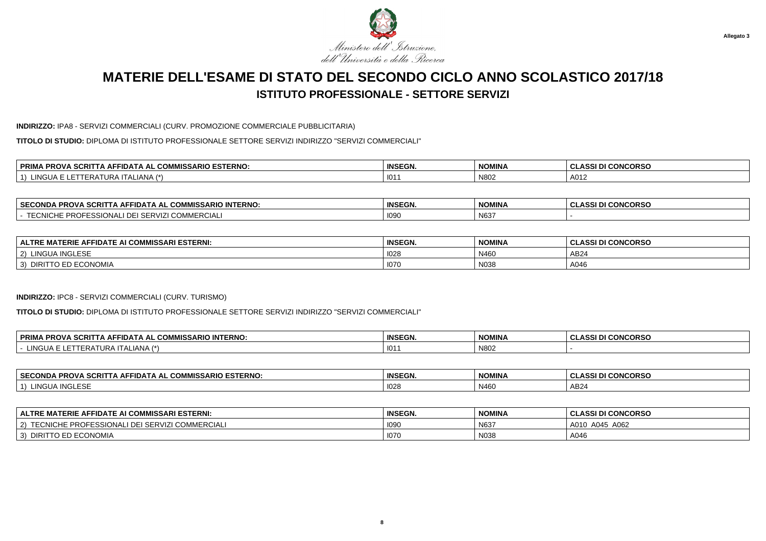Allegato 3

Ministero dell'Istruzione, dell'Università e della Ricerca

# MATERIE DELL'ESAME DI STATO DEL SECONDO CICLO ANNO SCOLASTICO 2017/18

## ISTITUTO PROFESSIONALE - SETTORE SERVIZI

**INDIRIZZO:** IPA8 - SERVIZI COMMERCIALI (CURV. PROMOZIONE COMMERCIALE PUBBLICITARIA)

**TITOLO DI STUDIO:** DIPLOMA DI ISTITUTO PROFESSIONALE SETTORE SERVIZI INDIRIZZO "SERVIZI COMMERCIALI"

| PRIMA PROVA SCRITTA AFFIDATA AL COMMISSARIO ESTERNO: | INSEGN. | NOMINA | CLASSI DI CONCORSO |
|---|---|---|---|
| 1) LINGUA E LETTERATURA ITALIANA (*) | I011 | N802 | A012 |

| SECONDA PROVA SCRITTA AFFIDATA AL COMMISSARIO INTERNO: | INSEGN. | NOMINA | CLASSI DI CONCORSO |
|---|---|---|---|
| - TECNICHE PROFESSIONALI DEI SERVIZI COMMERCIALI | I090 | N637 | - |

| ALTRE MATERIE AFFIDATE AI COMMISSARI ESTERNI: | INSEGN. | NOMINA | CLASSI DI CONCORSO |
|---|---|---|---|
| 2) LINGUA INGLESE | I028 | N460 | AB24 |
| 3) DIRITTO ED ECONOMIA | I070 | N038 | A046 |

**INDIRIZZO:** IPC8 - SERVIZI COMMERCIALI (CURV. TURISMO)

**TITOLO DI STUDIO:** DIPLOMA DI ISTITUTO PROFESSIONALE SETTORE SERVIZI INDIRIZZO "SERVIZI COMMERCIALI"

| PRIMA PROVA SCRITTA AFFIDATA AL COMMISSARIO INTERNO: | INSEGN. | NOMINA | CLASSI DI CONCORSO |
|---|---|---|---|
| - LINGUA E LETTERATURA ITALIANA (*) | I011 | N802 | - |

| SECONDA PROVA SCRITTA AFFIDATA AL COMMISSARIO ESTERNO: | INSEGN. | NOMINA | CLASSI DI CONCORSO |
|---|---|---|---|
| 1) LINGUA INGLESE | I028 | N460 | AB24 |

| ALTRE MATERIE AFFIDATE AI COMMISSARI ESTERNI: | INSEGN. | NOMINA | CLASSI DI CONCORSO |
|---|---|---|---|
| 2) TECNICHE PROFESSIONALI DEI SERVIZI COMMERCIALI | I090 | N637 | A010 A045 A062 |
| 3) DIRITTO ED ECONOMIA | I070 | N038 | A046 |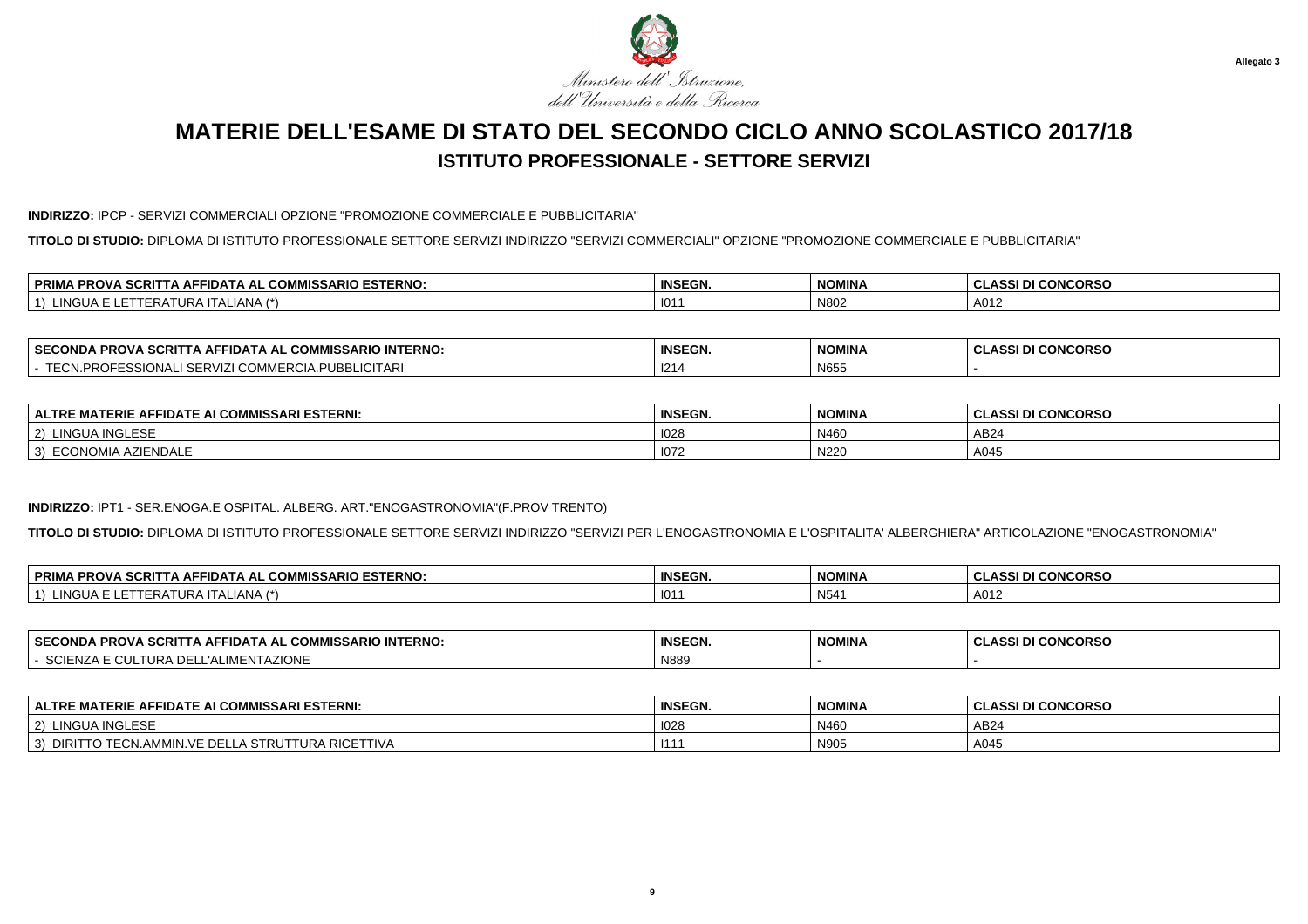Allegato 3

*Ministero dell'Istruzione, dell'Università e della Ricerca*

# MATERIE DELL'ESAME DI STATO DEL SECONDO CICLO ANNO SCOLASTICO 2017/18

## ISTITUTO PROFESSIONALE - SETTORE SERVIZI

**INDIRIZZO:** IPCP - SERVIZI COMMERCIALI OPZIONE "PROMOZIONE COMMERCIALE E PUBBLICITARIA"

**TITOLO DI STUDIO:** DIPLOMA DI ISTITUTO PROFESSIONALE SETTORE SERVIZI INDIRIZZO "SERVIZI COMMERCIALI" OPZIONE "PROMOZIONE COMMERCIALE E PUBBLICITARIA"

| PRIMA PROVA SCRITTA AFFIDATA AL COMMISSARIO ESTERNO: | INSEGN. | NOMINA | CLASSI DI CONCORSO |
|---|---|---|---|
| 1) LINGUA E LETTERATURA ITALIANA (*) | I011 | N802 | A012 |

| SECONDA PROVA SCRITTA AFFIDATA AL COMMISSARIO INTERNO: | INSEGN. | NOMINA | CLASSI DI CONCORSO |
|---|---|---|---|
| - TECN.PROFESSIONALI SERVIZI COMMERCIA.PUBBLICITARI | I214 | N655 | - |

| ALTRE MATERIE AFFIDATE AI COMMISSARI ESTERNI: | INSEGN. | NOMINA | CLASSI DI CONCORSO |
|---|---|---|---|
| 2) LINGUA INGLESE | I028 | N460 | AB24 |
| 3) ECONOMIA AZIENDALE | I072 | N220 | A045 |

**INDIRIZZO:** IPT1 - SER.ENOGA.E OSPITAL. ALBERG. ART."ENOGASTRONOMIA"(F.PROV TRENTO)

**TITOLO DI STUDIO:** DIPLOMA DI ISTITUTO PROFESSIONALE SETTORE SERVIZI INDIRIZZO "SERVIZI PER L'ENOGASTRONOMIA E L'OSPITALITA' ALBERGHIERA" ARTICOLAZIONE "ENOGASTRONOMIA"

| PRIMA PROVA SCRITTA AFFIDATA AL COMMISSARIO ESTERNO: | INSEGN. | NOMINA | CLASSI DI CONCORSO |
|---|---|---|---|
| 1) LINGUA E LETTERATURA ITALIANA (*) | I011 | N541 | A012 |

| SECONDA PROVA SCRITTA AFFIDATA AL COMMISSARIO INTERNO: | INSEGN. | NOMINA | CLASSI DI CONCORSO |
|---|---|---|---|
| - SCIENZA E CULTURA DELL'ALIMENTAZIONE | N889 | - | - |

| ALTRE MATERIE AFFIDATE AI COMMISSARI ESTERNI: | INSEGN. | NOMINA | CLASSI DI CONCORSO |
|---|---|---|---|
| 2) LINGUA INGLESE | I028 | N460 | AB24 |
| 3) DIRITTO TECN.AMMIN.VE DELLA STRUTTURA RICETTIVA | I111 | N905 | A045 |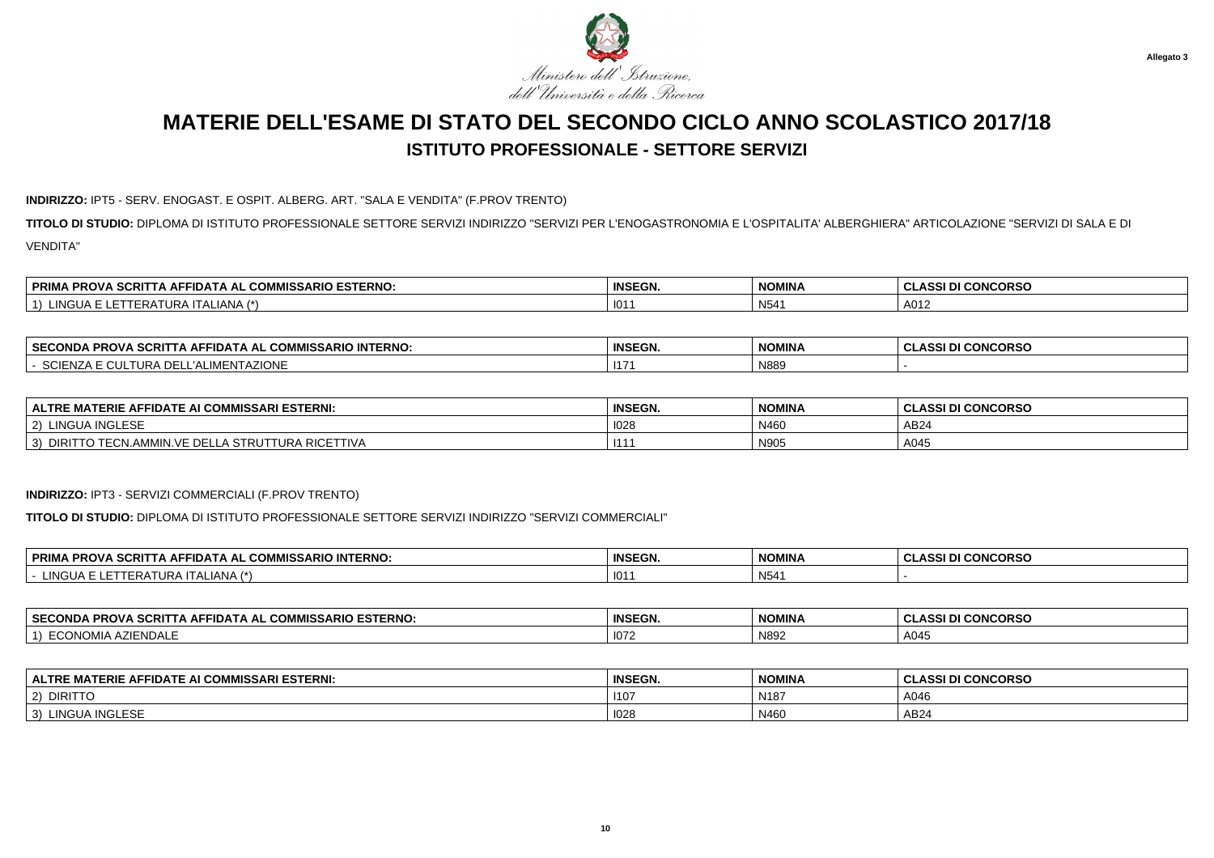Ministero dell'Istruzione, dell'Università e della Ricerca

Allegato 3

# MATERIE DELL'ESAME DI STATO DEL SECONDO CICLO ANNO SCOLASTICO 2017/18

## ISTITUTO PROFESSIONALE - SETTORE SERVIZI

**INDIRIZZO:** IPT5 - SERV. ENOGAST. E OSPIT. ALBERG. ART. "SALA E VENDITA" (F.PROV TRENTO)

**TITOLO DI STUDIO:** DIPLOMA DI ISTITUTO PROFESSIONALE SETTORE SERVIZI INDIRIZZO "SERVIZI PER L'ENOGASTRONOMIA E L'OSPITALITA' ALBERGHIERA" ARTICOLAZIONE "SERVIZI DI SALA E DI VENDITA"

| PRIMA PROVA SCRITTA AFFIDATA AL COMMISSARIO ESTERNO: | INSEGN. | NOMINA | CLASSI DI CONCORSO |
|---|---|---|---|
| 1) LINGUA E LETTERATURA ITALIANA (*) | I011 | N541 | A012 |

| SECONDA PROVA SCRITTA AFFIDATA AL COMMISSARIO INTERNO: | INSEGN. | NOMINA | CLASSI DI CONCORSO |
|---|---|---|---|
| - SCIENZA E CULTURA DELL'ALIMENTAZIONE | I171 | N889 | - |

| ALTRE MATERIE AFFIDATE AI COMMISSARI ESTERNI: | INSEGN. | NOMINA | CLASSI DI CONCORSO |
|---|---|---|---|
| 2) LINGUA INGLESE | I028 | N460 | AB24 |
| 3) DIRITTO TECN.AMMIN.VE DELLA STRUTTURA RICETTIVA | I111 | N905 | A045 |

**INDIRIZZO:** IPT3 - SERVIZI COMMERCIALI (F.PROV TRENTO)

**TITOLO DI STUDIO:** DIPLOMA DI ISTITUTO PROFESSIONALE SETTORE SERVIZI INDIRIZZO "SERVIZI COMMERCIALI"

| PRIMA PROVA SCRITTA AFFIDATA AL COMMISSARIO INTERNO: | INSEGN. | NOMINA | CLASSI DI CONCORSO |
|---|---|---|---|
| - LINGUA E LETTERATURA ITALIANA (*) | I011 | N541 | - |

| SECONDA PROVA SCRITTA AFFIDATA AL COMMISSARIO ESTERNO: | INSEGN. | NOMINA | CLASSI DI CONCORSO |
|---|---|---|---|
| 1) ECONOMIA AZIENDALE | I072 | N892 | A045 |

| ALTRE MATERIE AFFIDATE AI COMMISSARI ESTERNI: | INSEGN. | NOMINA | CLASSI DI CONCORSO |
|---|---|---|---|
| 2) DIRITTO | I107 | N187 | A046 |
| 3) LINGUA INGLESE | I028 | N460 | AB24 |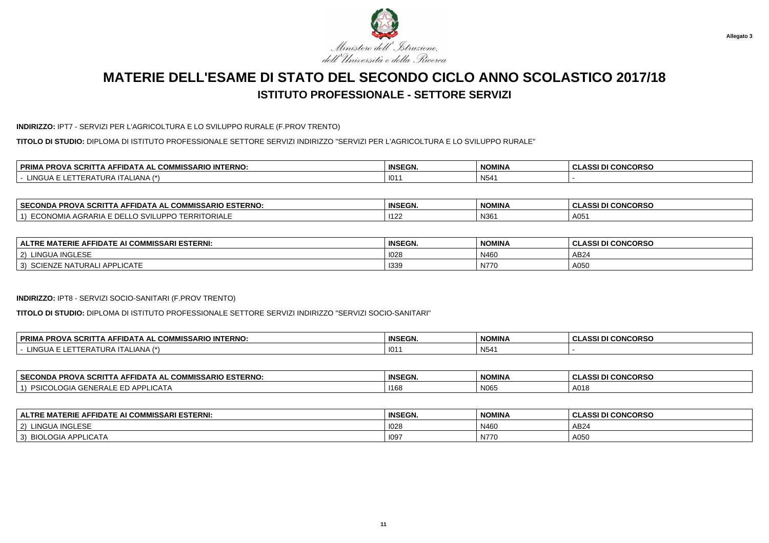Allegato 3

Ministero dell'Istruzione, dell'Università e della Ricerca

# MATERIE DELL'ESAME DI STATO DEL SECONDO CICLO ANNO SCOLASTICO 2017/18

## ISTITUTO PROFESSIONALE - SETTORE SERVIZI

**INDIRIZZO:** IPT7 - SERVIZI PER L'AGRICOLTURA E LO SVILUPPO RURALE (F.PROV TRENTO)

**TITOLO DI STUDIO:** DIPLOMA DI ISTITUTO PROFESSIONALE SETTORE SERVIZI INDIRIZZO "SERVIZI PER L'AGRICOLTURA E LO SVILUPPO RURALE"

| PRIMA PROVA SCRITTA AFFIDATA AL COMMISSARIO INTERNO: | INSEGN. | NOMINA | CLASSI DI CONCORSO |
|---|---|---|---|
| - LINGUA E LETTERATURA ITALIANA (*) | I011 | N541 | - |

| SECONDA PROVA SCRITTA AFFIDATA AL COMMISSARIO ESTERNO: | INSEGN. | NOMINA | CLASSI DI CONCORSO |
|---|---|---|---|
| 1) ECONOMIA AGRARIA E DELLO SVILUPPO TERRITORIALE | I122 | N361 | A051 |

| ALTRE MATERIE AFFIDATE AI COMMISSARI ESTERNI: | INSEGN. | NOMINA | CLASSI DI CONCORSO |
|---|---|---|---|
| 2) LINGUA INGLESE | I028 | N460 | AB24 |
| 3) SCIENZE NATURALI APPLICATE | I339 | N770 | A050 |

**INDIRIZZO:** IPT8 - SERVIZI SOCIO-SANITARI (F.PROV TRENTO)

**TITOLO DI STUDIO:** DIPLOMA DI ISTITUTO PROFESSIONALE SETTORE SERVIZI INDIRIZZO "SERVIZI SOCIO-SANITARI"

| PRIMA PROVA SCRITTA AFFIDATA AL COMMISSARIO INTERNO: | INSEGN. | NOMINA | CLASSI DI CONCORSO |
|---|---|---|---|
| - LINGUA E LETTERATURA ITALIANA (*) | I011 | N541 | - |

| SECONDA PROVA SCRITTA AFFIDATA AL COMMISSARIO ESTERNO: | INSEGN. | NOMINA | CLASSI DI CONCORSO |
|---|---|---|---|
| 1) PSICOLOGIA GENERALE ED APPLICATA | I168 | N065 | A018 |

| ALTRE MATERIE AFFIDATE AI COMMISSARI ESTERNI: | INSEGN. | NOMINA | CLASSI DI CONCORSO |
|---|---|---|---|
| 2) LINGUA INGLESE | I028 | N460 | AB24 |
| 3) BIOLOGIA APPLICATA | I097 | N770 | A050 |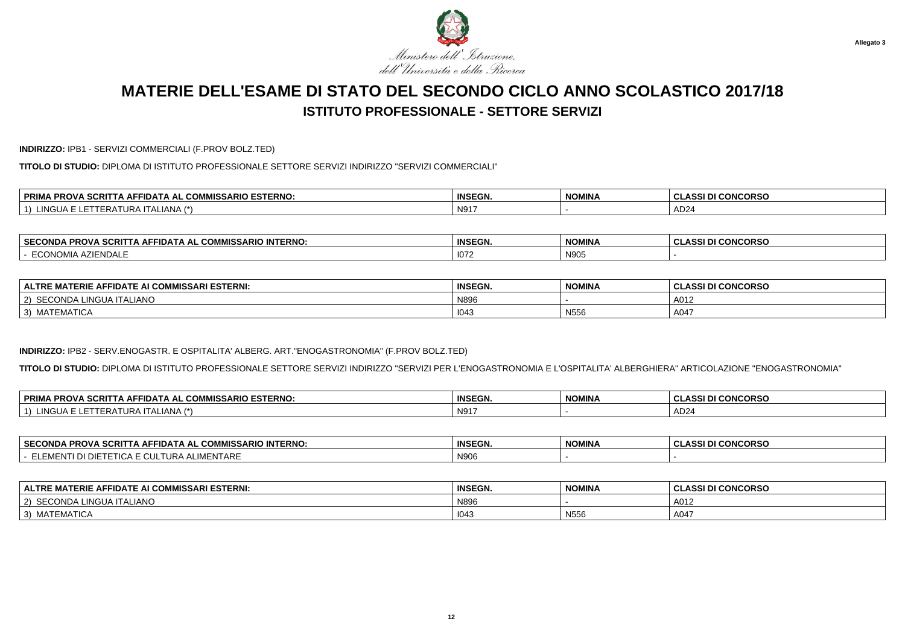Allegato 3

Ministero dell'Istruzione, dell'Università e della Ricerca

# MATERIE DELL'ESAME DI STATO DEL SECONDO CICLO ANNO SCOLASTICO 2017/18

## ISTITUTO PROFESSIONALE - SETTORE SERVIZI

**INDIRIZZO:** IPB1 - SERVIZI COMMERCIALI (F.PROV BOLZ.TED)

**TITOLO DI STUDIO:** DIPLOMA DI ISTITUTO PROFESSIONALE SETTORE SERVIZI INDIRIZZO "SERVIZI COMMERCIALI"

| PRIMA PROVA SCRITTA AFFIDATA AL COMMISSARIO ESTERNO: | INSEGN. | NOMINA | CLASSI DI CONCORSO |
|---|---|---|---|
| 1) LINGUA E LETTERATURA ITALIANA (*) | N917 | - | AD24 |

| SECONDA PROVA SCRITTA AFFIDATA AL COMMISSARIO INTERNO: | INSEGN. | NOMINA | CLASSI DI CONCORSO |
|---|---|---|---|
| - ECONOMIA AZIENDALE | I072 | N905 | - |

| ALTRE MATERIE AFFIDATE AI COMMISSARI ESTERNI: | INSEGN. | NOMINA | CLASSI DI CONCORSO |
|---|---|---|---|
| 2) SECONDA LINGUA ITALIANO | N896 | - | A012 |
| 3) MATEMATICA | I043 | N556 | A047 |

**INDIRIZZO:** IPB2 - SERV.ENOGASTR. E OSPITALITA' ALBERG. ART."ENOGASTRONOMIA" (F.PROV BOLZ.TED)

**TITOLO DI STUDIO:** DIPLOMA DI ISTITUTO PROFESSIONALE SETTORE SERVIZI INDIRIZZO "SERVIZI PER L'ENOGASTRONOMIA E L'OSPITALITA' ALBERGHIERA" ARTICOLAZIONE "ENOGASTRONOMIA"

| PRIMA PROVA SCRITTA AFFIDATA AL COMMISSARIO ESTERNO: | INSEGN. | NOMINA | CLASSI DI CONCORSO |
|---|---|---|---|
| 1) LINGUA E LETTERATURA ITALIANA (*) | N917 | - | AD24 |

| SECONDA PROVA SCRITTA AFFIDATA AL COMMISSARIO INTERNO: | INSEGN. | NOMINA | CLASSI DI CONCORSO |
|---|---|---|---|
| - ELEMENTI DI DIETETICA E CULTURA ALIMENTARE | N906 | - | - |

| ALTRE MATERIE AFFIDATE AI COMMISSARI ESTERNI: | INSEGN. | NOMINA | CLASSI DI CONCORSO |
|---|---|---|---|
| 2) SECONDA LINGUA ITALIANO | N896 | - | A012 |
| 3) MATEMATICA | I043 | N556 | A047 |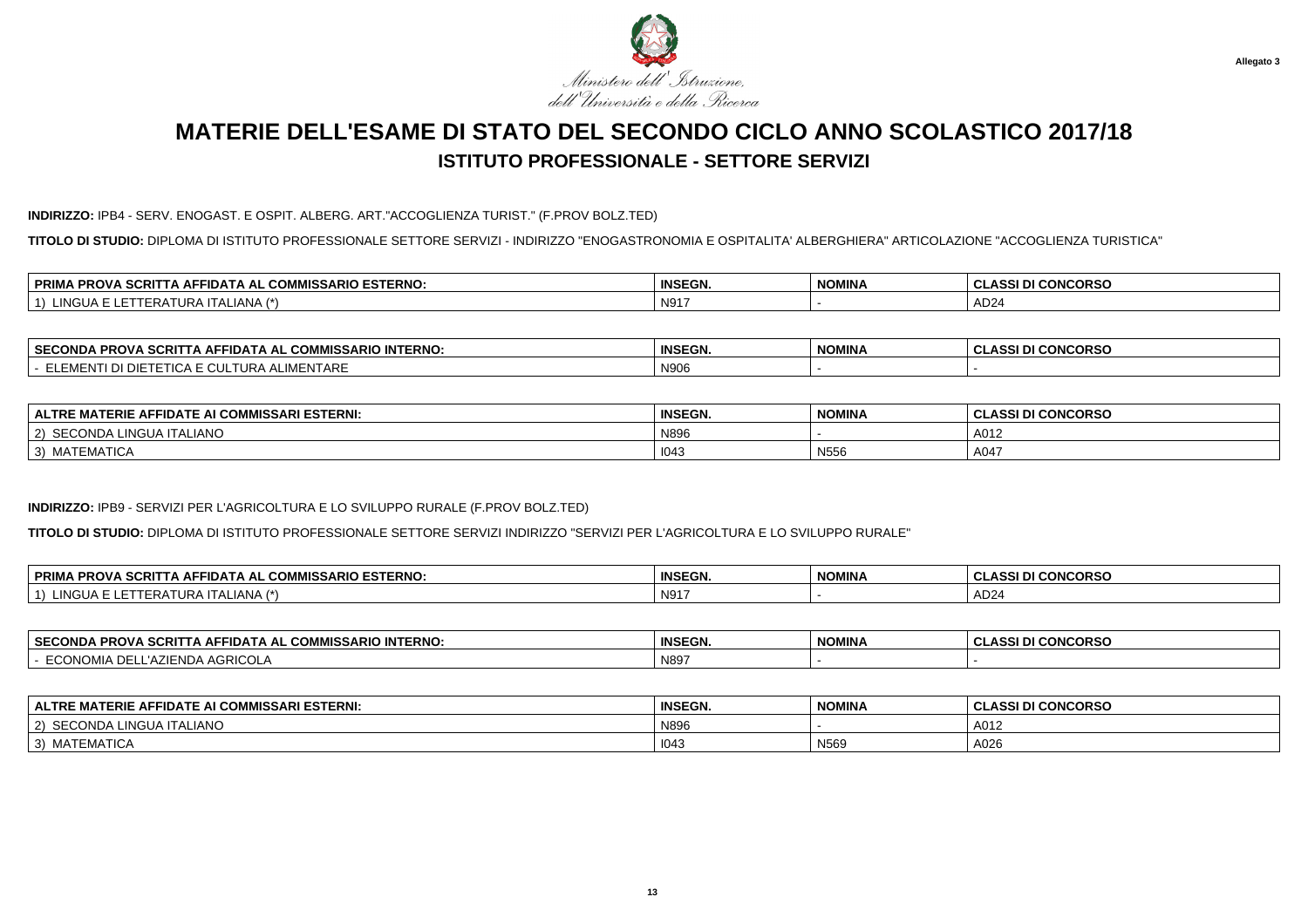Ministero dell'Istruzione, dell'Università e della Ricerca

Allegato 3

# MATERIE DELL'ESAME DI STATO DEL SECONDO CICLO ANNO SCOLASTICO 2017/18

## ISTITUTO PROFESSIONALE - SETTORE SERVIZI

**INDIRIZZO:** IPB4 - SERV. ENOGAST. E OSPIT. ALBERG. ART."ACCOGLIENZA TURIST." (F.PROV BOLZ.TED)

**TITOLO DI STUDIO:** DIPLOMA DI ISTITUTO PROFESSIONALE SETTORE SERVIZI - INDIRIZZO "ENOGASTRONOMIA E OSPITALITA' ALBERGHIERA" ARTICOLAZIONE "ACCOGLIENZA TURISTICA"

| PRIMA PROVA SCRITTA AFFIDATA AL COMMISSARIO ESTERNO: | INSEGN. | NOMINA | CLASSI DI CONCORSO |
|---|---|---|---|
| 1) LINGUA E LETTERATURA ITALIANA (*) | N917 | - | AD24 |

| SECONDA PROVA SCRITTA AFFIDATA AL COMMISSARIO INTERNO: | INSEGN. | NOMINA | CLASSI DI CONCORSO |
|---|---|---|---|
| - ELEMENTI DI DIETETICA E CULTURA ALIMENTARE | N906 | - | - |

| ALTRE MATERIE AFFIDATE AI COMMISSARI ESTERNI: | INSEGN. | NOMINA | CLASSI DI CONCORSO |
|---|---|---|---|
| 2) SECONDA LINGUA ITALIANO | N896 | - | A012 |
| 3) MATEMATICA | I043 | N556 | A047 |

**INDIRIZZO:** IPB9 - SERVIZI PER L'AGRICOLTURA E LO SVILUPPO RURALE (F.PROV BOLZ.TED)

**TITOLO DI STUDIO:** DIPLOMA DI ISTITUTO PROFESSIONALE SETTORE SERVIZI INDIRIZZO "SERVIZI PER L'AGRICOLTURA E LO SVILUPPO RURALE"

| PRIMA PROVA SCRITTA AFFIDATA AL COMMISSARIO ESTERNO: | INSEGN. | NOMINA | CLASSI DI CONCORSO |
|---|---|---|---|
| 1) LINGUA E LETTERATURA ITALIANA (*) | N917 | - | AD24 |

| SECONDA PROVA SCRITTA AFFIDATA AL COMMISSARIO INTERNO: | INSEGN. | NOMINA | CLASSI DI CONCORSO |
|---|---|---|---|
| - ECONOMIA DELL'AZIENDA AGRICOLA | N897 | - | - |

| ALTRE MATERIE AFFIDATE AI COMMISSARI ESTERNI: | INSEGN. | NOMINA | CLASSI DI CONCORSO |
|---|---|---|---|
| 2) SECONDA LINGUA ITALIANO | N896 | - | A012 |
| 3) MATEMATICA | I043 | N569 | A026 |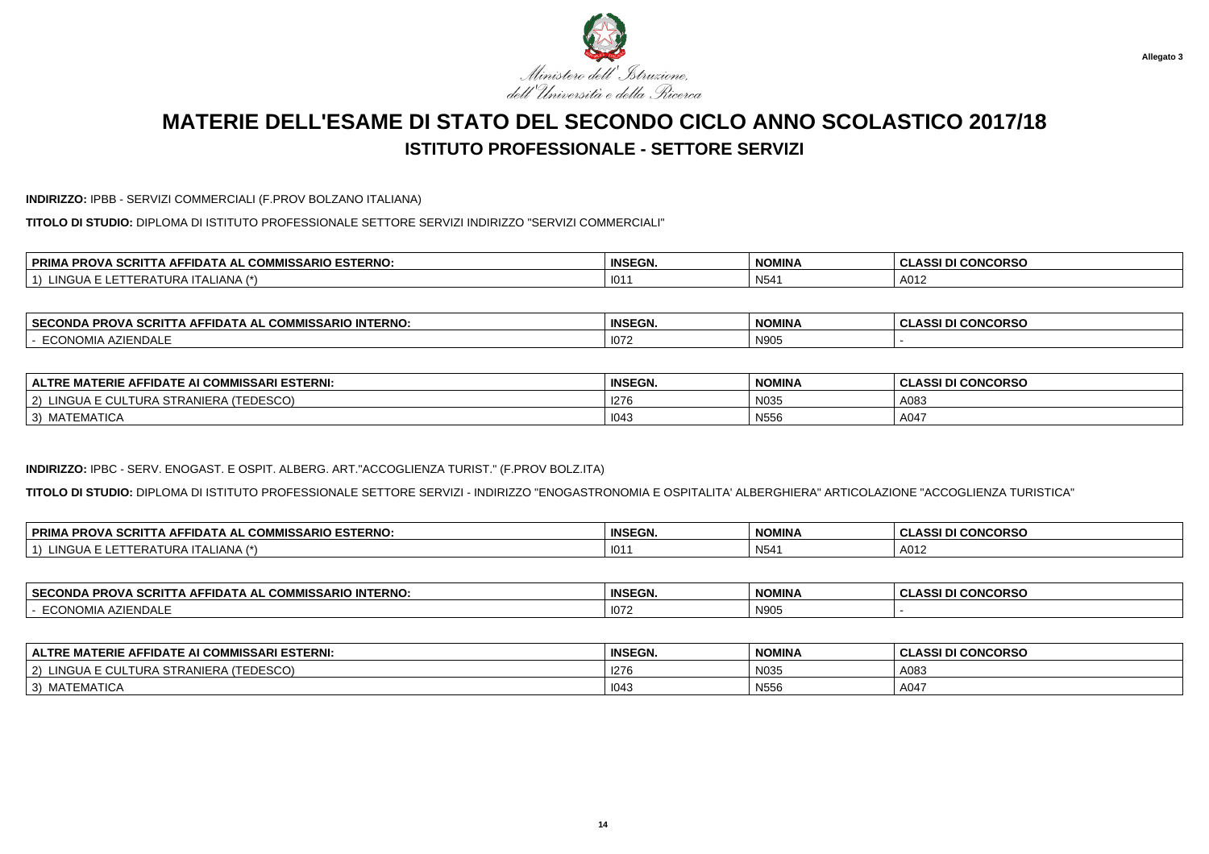Allegato 3

Ministero dell'Istruzione, dell'Università e della Ricerca

# MATERIE DELL'ESAME DI STATO DEL SECONDO CICLO ANNO SCOLASTICO 2017/18

## ISTITUTO PROFESSIONALE - SETTORE SERVIZI

**INDIRIZZO:** IPBB - SERVIZI COMMERCIALI (F.PROV BOLZANO ITALIANA)

**TITOLO DI STUDIO:** DIPLOMA DI ISTITUTO PROFESSIONALE SETTORE SERVIZI INDIRIZZO "SERVIZI COMMERCIALI"

| PRIMA PROVA SCRITTA AFFIDATA AL COMMISSARIO ESTERNO: | INSEGN. | NOMINA | CLASSI DI CONCORSO |
|---|---|---|---|
| 1) LINGUA E LETTERATURA ITALIANA (*) | I011 | N541 | A012 |

| SECONDA PROVA SCRITTA AFFIDATA AL COMMISSARIO INTERNO: | INSEGN. | NOMINA | CLASSI DI CONCORSO |
|---|---|---|---|
| - ECONOMIA AZIENDALE | I072 | N905 | - |

| ALTRE MATERIE AFFIDATE AI COMMISSARI ESTERNI: | INSEGN. | NOMINA | CLASSI DI CONCORSO |
|---|---|---|---|
| 2) LINGUA E CULTURA STRANIERA (TEDESCO) | I276 | N035 | A083 |
| 3) MATEMATICA | I043 | N556 | A047 |

**INDIRIZZO:** IPBC - SERV. ENOGAST. E OSPIT. ALBERG. ART."ACCOGLIENZA TURIST." (F.PROV BOLZ.ITA)

**TITOLO DI STUDIO:** DIPLOMA DI ISTITUTO PROFESSIONALE SETTORE SERVIZI - INDIRIZZO "ENOGASTRONOMIA E OSPITALITA' ALBERGHIERA" ARTICOLAZIONE "ACCOGLIENZA TURISTICA"

| PRIMA PROVA SCRITTA AFFIDATA AL COMMISSARIO ESTERNO: | INSEGN. | NOMINA | CLASSI DI CONCORSO |
|---|---|---|---|
| 1) LINGUA E LETTERATURA ITALIANA (*) | I011 | N541 | A012 |

| SECONDA PROVA SCRITTA AFFIDATA AL COMMISSARIO INTERNO: | INSEGN. | NOMINA | CLASSI DI CONCORSO |
|---|---|---|---|
| - ECONOMIA AZIENDALE | I072 | N905 | - |

| ALTRE MATERIE AFFIDATE AI COMMISSARI ESTERNI: | INSEGN. | NOMINA | CLASSI DI CONCORSO |
|---|---|---|---|
| 2) LINGUA E CULTURA STRANIERA (TEDESCO) | I276 | N035 | A083 |
| 3) MATEMATICA | I043 | N556 | A047 |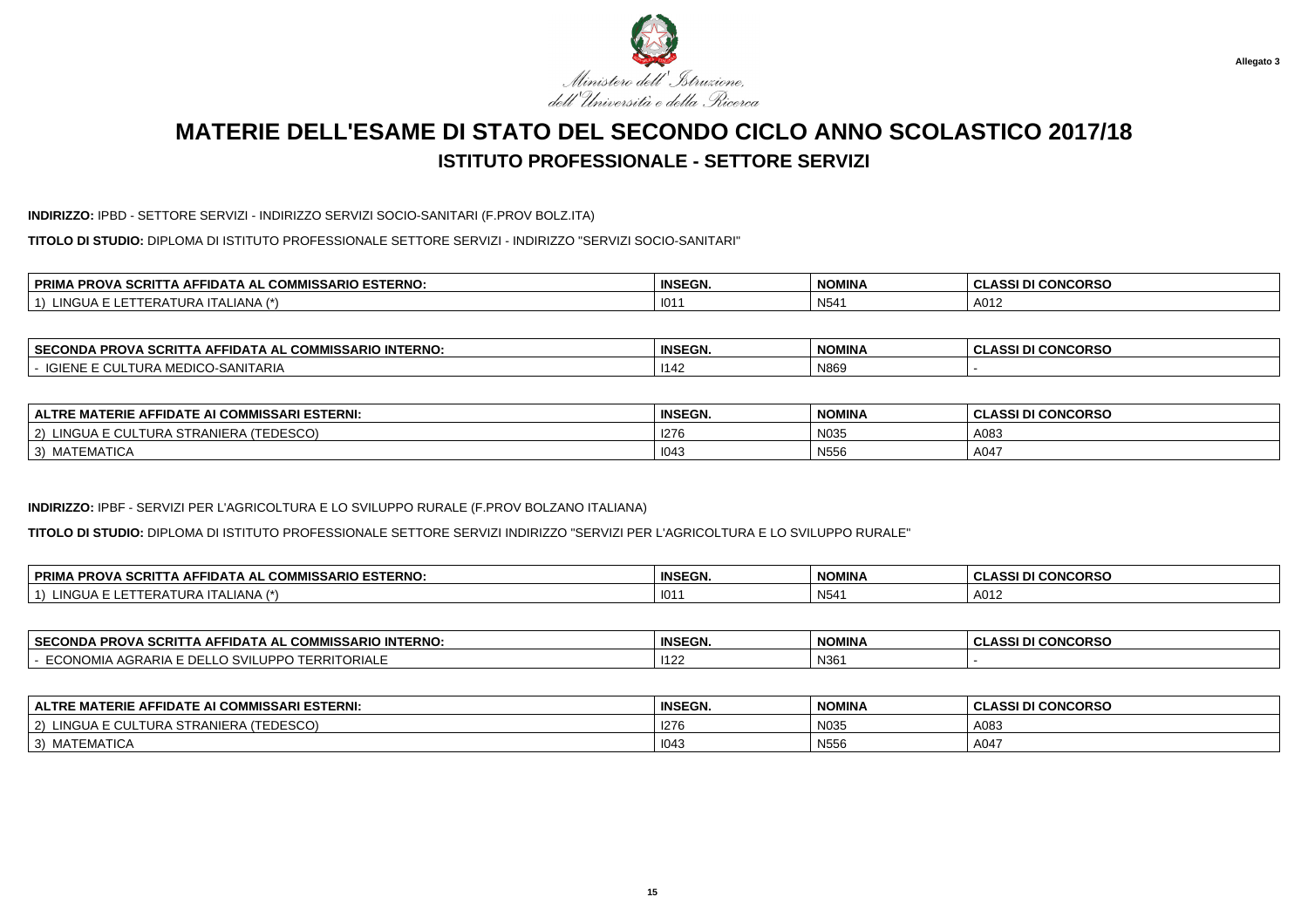Allegato 3

Ministero dell'Istruzione, dell'Università e della Ricerca

# MATERIE DELL'ESAME DI STATO DEL SECONDO CICLO ANNO SCOLASTICO 2017/18

## ISTITUTO PROFESSIONALE - SETTORE SERVIZI

**INDIRIZZO:** IPBD - SETTORE SERVIZI - INDIRIZZO SERVIZI SOCIO-SANITARI (F.PROV BOLZ.ITA)

**TITOLO DI STUDIO:** DIPLOMA DI ISTITUTO PROFESSIONALE SETTORE SERVIZI - INDIRIZZO "SERVIZI SOCIO-SANITARI"

| PRIMA PROVA SCRITTA AFFIDATA AL COMMISSARIO ESTERNO: | INSEGN. | NOMINA | CLASSI DI CONCORSO |
|---|---|---|---|
| 1) LINGUA E LETTERATURA ITALIANA (*) | I011 | N541 | A012 |

| SECONDA PROVA SCRITTA AFFIDATA AL COMMISSARIO INTERNO: | INSEGN. | NOMINA | CLASSI DI CONCORSO |
|---|---|---|---|
| - IGIENE E CULTURA MEDICO-SANITARIA | I142 | N869 | - |

| ALTRE MATERIE AFFIDATE AI COMMISSARI ESTERNI: | INSEGN. | NOMINA | CLASSI DI CONCORSO |
|---|---|---|---|
| 2) LINGUA E CULTURA STRANIERA (TEDESCO) | I276 | N035 | A083 |
| 3) MATEMATICA | I043 | N556 | A047 |

**INDIRIZZO:** IPBF - SERVIZI PER L'AGRICOLTURA E LO SVILUPPO RURALE (F.PROV BOLZANO ITALIANA)

**TITOLO DI STUDIO:** DIPLOMA DI ISTITUTO PROFESSIONALE SETTORE SERVIZI INDIRIZZO "SERVIZI PER L'AGRICOLTURA E LO SVILUPPO RURALE"

| PRIMA PROVA SCRITTA AFFIDATA AL COMMISSARIO ESTERNO: | INSEGN. | NOMINA | CLASSI DI CONCORSO |
|---|---|---|---|
| 1) LINGUA E LETTERATURA ITALIANA (*) | I011 | N541 | A012 |

| SECONDA PROVA SCRITTA AFFIDATA AL COMMISSARIO INTERNO: | INSEGN. | NOMINA | CLASSI DI CONCORSO |
|---|---|---|---|
| - ECONOMIA AGRARIA E DELLO SVILUPPO TERRITORIALE | I122 | N361 | - |

| ALTRE MATERIE AFFIDATE AI COMMISSARI ESTERNI: | INSEGN. | NOMINA | CLASSI DI CONCORSO |
|---|---|---|---|
| 2) LINGUA E CULTURA STRANIERA (TEDESCO) | I276 | N035 | A083 |
| 3) MATEMATICA | I043 | N556 | A047 |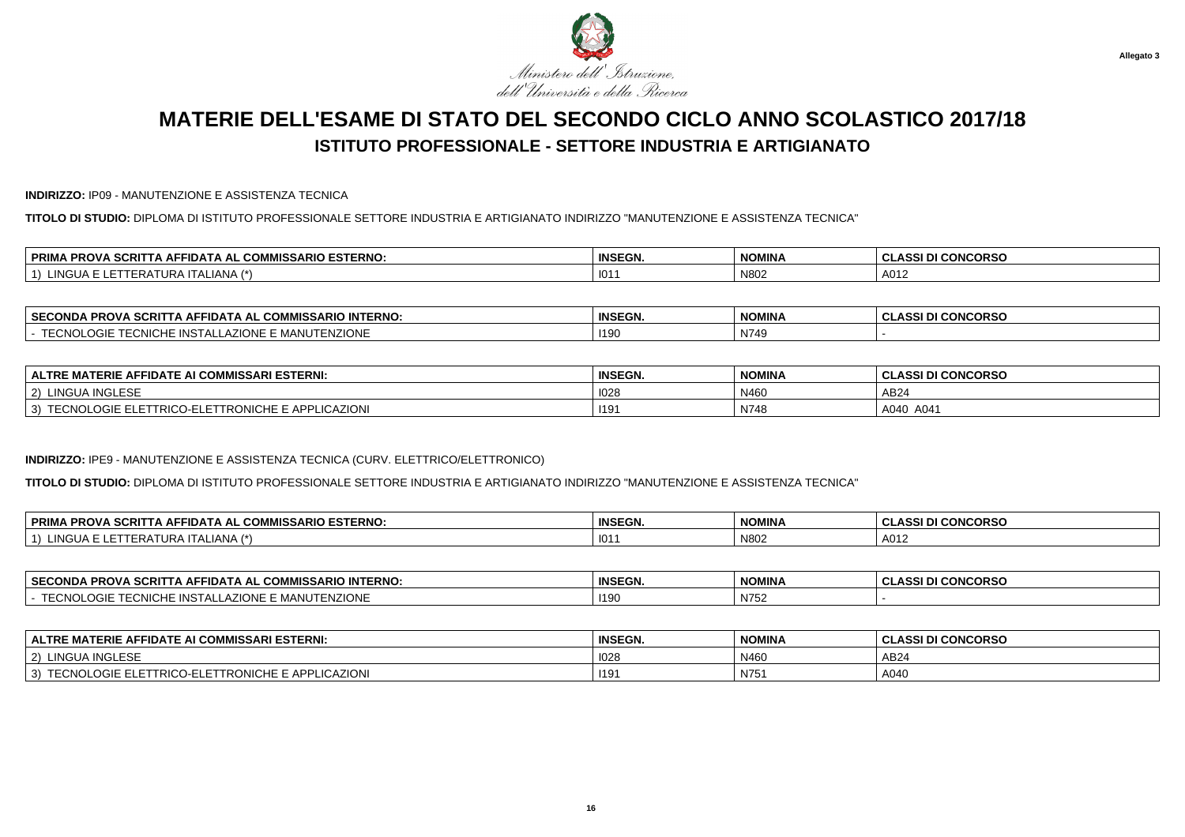Allegato 3

Ministero dell'Istruzione, dell'Università e della Ricerca

# MATERIE DELL'ESAME DI STATO DEL SECONDO CICLO ANNO SCOLASTICO 2017/18

## ISTITUTO PROFESSIONALE - SETTORE INDUSTRIA E ARTIGIANATO

**INDIRIZZO:** IP09 - MANUTENZIONE E ASSISTENZA TECNICA

**TITOLO DI STUDIO:** DIPLOMA DI ISTITUTO PROFESSIONALE SETTORE INDUSTRIA E ARTIGIANATO INDIRIZZO "MANUTENZIONE E ASSISTENZA TECNICA"

| PRIMA PROVA SCRITTA AFFIDATA AL COMMISSARIO ESTERNO: | INSEGN. | NOMINA | CLASSI DI CONCORSO |
|---|---|---|---|
| 1) LINGUA E LETTERATURA ITALIANA (*) | I011 | N802 | A012 |

| SECONDA PROVA SCRITTA AFFIDATA AL COMMISSARIO INTERNO: | INSEGN. | NOMINA | CLASSI DI CONCORSO |
|---|---|---|---|
| - TECNOLOGIE TECNICHE INSTALLAZIONE E MANUTENZIONE | I190 | N749 | - |

| ALTRE MATERIE AFFIDATE AI COMMISSARI ESTERNI: | INSEGN. | NOMINA | CLASSI DI CONCORSO |
|---|---|---|---|
| 2) LINGUA INGLESE | I028 | N460 | AB24 |
| 3) TECNOLOGIE ELETTRICO-ELETTRONICHE E APPLICAZIONI | I191 | N748 | A040 A041 |

**INDIRIZZO:** IPE9 - MANUTENZIONE E ASSISTENZA TECNICA (CURV. ELETTRICO/ELETTRONICO)

**TITOLO DI STUDIO:** DIPLOMA DI ISTITUTO PROFESSIONALE SETTORE INDUSTRIA E ARTIGIANATO INDIRIZZO "MANUTENZIONE E ASSISTENZA TECNICA"

| PRIMA PROVA SCRITTA AFFIDATA AL COMMISSARIO ESTERNO: | INSEGN. | NOMINA | CLASSI DI CONCORSO |
|---|---|---|---|
| 1) LINGUA E LETTERATURA ITALIANA (*) | I011 | N802 | A012 |

| SECONDA PROVA SCRITTA AFFIDATA AL COMMISSARIO INTERNO: | INSEGN. | NOMINA | CLASSI DI CONCORSO |
|---|---|---|---|
| - TECNOLOGIE TECNICHE INSTALLAZIONE E MANUTENZIONE | I190 | N752 | - |

| ALTRE MATERIE AFFIDATE AI COMMISSARI ESTERNI: | INSEGN. | NOMINA | CLASSI DI CONCORSO |
|---|---|---|---|
| 2) LINGUA INGLESE | I028 | N460 | AB24 |
| 3) TECNOLOGIE ELETTRICO-ELETTRONICHE E APPLICAZIONI | I191 | N751 | A040 |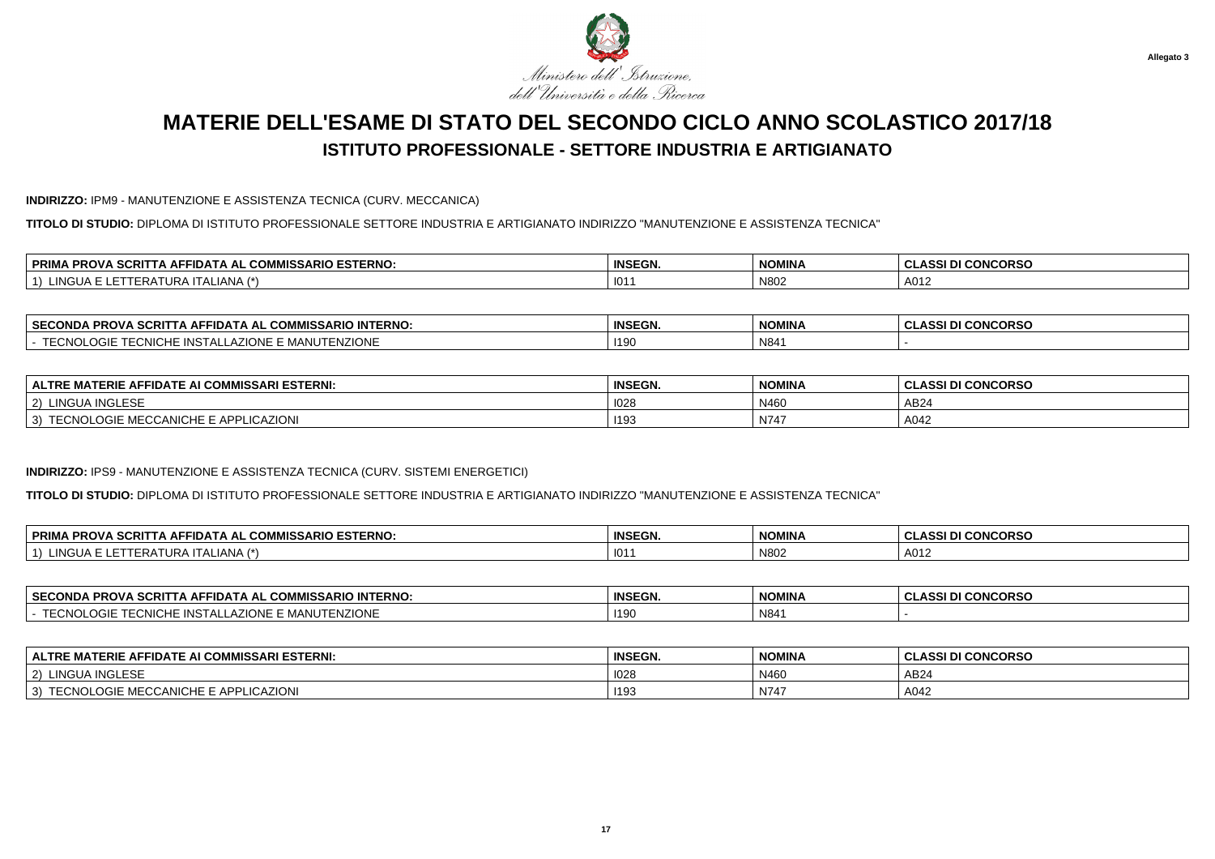Ministero dell'Istruzione, dell'Università e della Ricerca

**Allegato 3**

# MATERIE DELL'ESAME DI STATO DEL SECONDO CICLO ANNO SCOLASTICO 2017/18

## ISTITUTO PROFESSIONALE - SETTORE INDUSTRIA E ARTIGIANATO

**INDIRIZZO:** IPM9 - MANUTENZIONE E ASSISTENZA TECNICA (CURV. MECCANICA)

**TITOLO DI STUDIO:** DIPLOMA DI ISTITUTO PROFESSIONALE SETTORE INDUSTRIA E ARTIGIANATO INDIRIZZO "MANUTENZIONE E ASSISTENZA TECNICA"

| PRIMA PROVA SCRITTA AFFIDATA AL COMMISSARIO ESTERNO: | INSEGN. | NOMINA | CLASSI DI CONCORSO |
|---|---|---|---|
| 1) LINGUA E LETTERATURA ITALIANA (*) | I011 | N802 | A012 |

| SECONDA PROVA SCRITTA AFFIDATA AL COMMISSARIO INTERNO: | INSEGN. | NOMINA | CLASSI DI CONCORSO |
|---|---|---|---|
| - TECNOLOGIE TECNICHE INSTALLAZIONE E MANUTENZIONE | I190 | N841 | - |

| ALTRE MATERIE AFFIDATE AI COMMISSARI ESTERNI: | INSEGN. | NOMINA | CLASSI DI CONCORSO |
|---|---|---|---|
| 2) LINGUA INGLESE | I028 | N460 | AB24 |
| 3) TECNOLOGIE MECCANICHE E APPLICAZIONI | I193 | N747 | A042 |

**INDIRIZZO:** IPS9 - MANUTENZIONE E ASSISTENZA TECNICA (CURV. SISTEMI ENERGETICI)

**TITOLO DI STUDIO:** DIPLOMA DI ISTITUTO PROFESSIONALE SETTORE INDUSTRIA E ARTIGIANATO INDIRIZZO "MANUTENZIONE E ASSISTENZA TECNICA"

| PRIMA PROVA SCRITTA AFFIDATA AL COMMISSARIO ESTERNO: | INSEGN. | NOMINA | CLASSI DI CONCORSO |
|---|---|---|---|
| 1) LINGUA E LETTERATURA ITALIANA (*) | I011 | N802 | A012 |

| SECONDA PROVA SCRITTA AFFIDATA AL COMMISSARIO INTERNO: | INSEGN. | NOMINA | CLASSI DI CONCORSO |
|---|---|---|---|
| - TECNOLOGIE TECNICHE INSTALLAZIONE E MANUTENZIONE | I190 | N841 | - |

| ALTRE MATERIE AFFIDATE AI COMMISSARI ESTERNI: | INSEGN. | NOMINA | CLASSI DI CONCORSO |
|---|---|---|---|
| 2) LINGUA INGLESE | I028 | N460 | AB24 |
| 3) TECNOLOGIE MECCANICHE E APPLICAZIONI | I193 | N747 | A042 |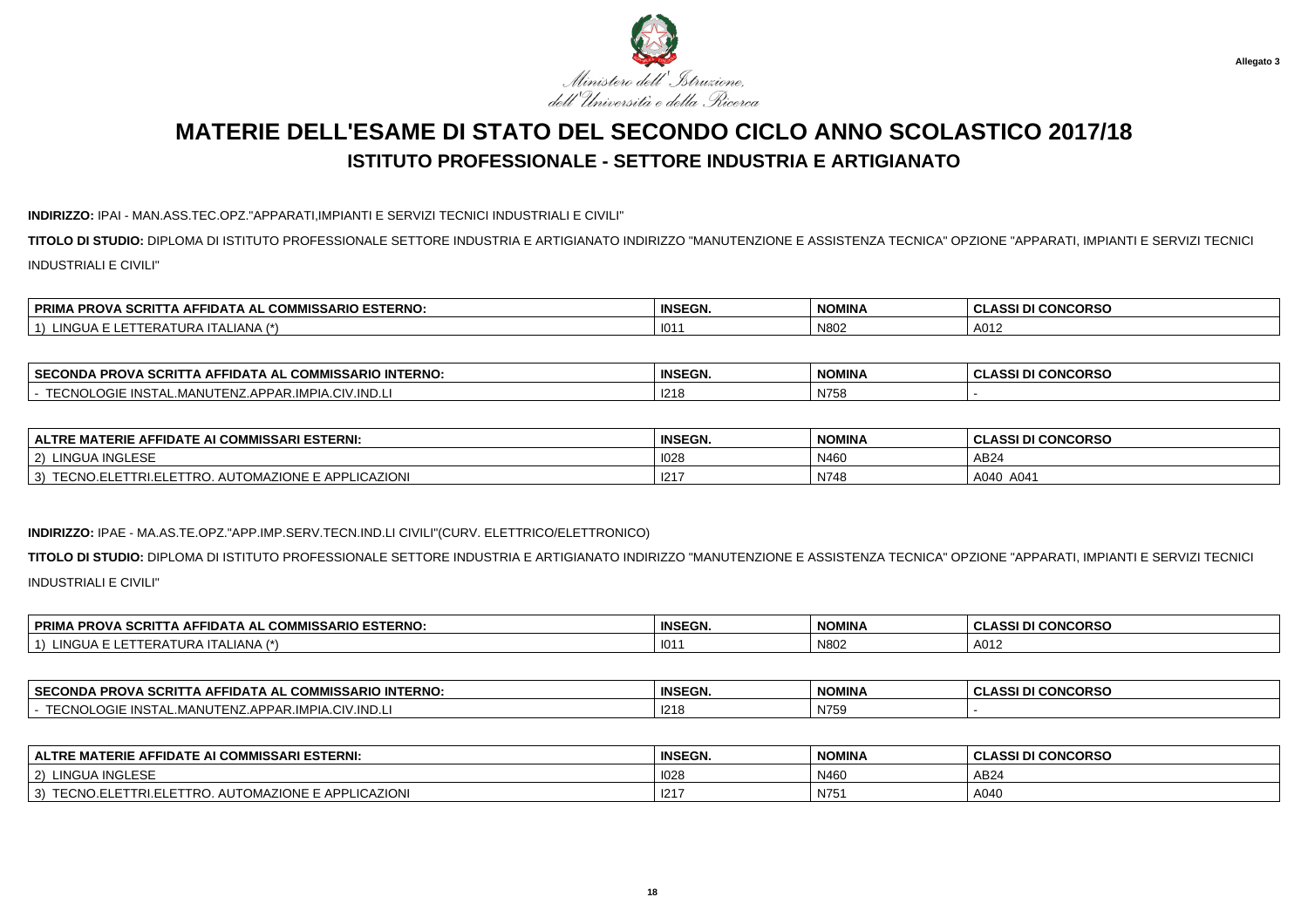Ministero dell'Istruzione, dell'Università e della Ricerca

Allegato 3

# MATERIE DELL'ESAME DI STATO DEL SECONDO CICLO ANNO SCOLASTICO 2017/18

## ISTITUTO PROFESSIONALE - SETTORE INDUSTRIA E ARTIGIANATO

**INDIRIZZO:** IPAI - MAN.ASS.TEC.OPZ."APPARATI,IMPIANTI E SERVIZI TECNICI INDUSTRIALI E CIVILI"

**TITOLO DI STUDIO:** DIPLOMA DI ISTITUTO PROFESSIONALE SETTORE INDUSTRIA E ARTIGIANATO INDIRIZZO "MANUTENZIONE E ASSISTENZA TECNICA" OPZIONE "APPARATI, IMPIANTI E SERVIZI TECNICI INDUSTRIALI E CIVILI"

| PRIMA PROVA SCRITTA AFFIDATA AL COMMISSARIO ESTERNO: | INSEGN. | NOMINA | CLASSI DI CONCORSO |
|---|---|---|---|
| 1) LINGUA E LETTERATURA ITALIANA (*) | I011 | N802 | A012 |

| SECONDA PROVA SCRITTA AFFIDATA AL COMMISSARIO INTERNO: | INSEGN. | NOMINA | CLASSI DI CONCORSO |
|---|---|---|---|
| - TECNOLOGIE INSTAL.MANUTENZ.APPAR.IMPIA.CIV.IND.LI | I218 | N758 | - |

| ALTRE MATERIE AFFIDATE AI COMMISSARI ESTERNI: | INSEGN. | NOMINA | CLASSI DI CONCORSO |
|---|---|---|---|
| 2) LINGUA INGLESE | I028 | N460 | AB24 |
| 3) TECNO.ELETTRI.ELETTRO. AUTOMAZIONE E APPLICAZIONI | I217 | N748 | A040 A041 |

**INDIRIZZO:** IPAE - MA.AS.TE.OPZ."APP.IMP.SERV.TECN.IND.LI CIVILI"(CURV. ELETTRICO/ELETTRONICO)

**TITOLO DI STUDIO:** DIPLOMA DI ISTITUTO PROFESSIONALE SETTORE INDUSTRIA E ARTIGIANATO INDIRIZZO "MANUTENZIONE E ASSISTENZA TECNICA" OPZIONE "APPARATI, IMPIANTI E SERVIZI TECNICI INDUSTRIALI E CIVILI"

| PRIMA PROVA SCRITTA AFFIDATA AL COMMISSARIO ESTERNO: | INSEGN. | NOMINA | CLASSI DI CONCORSO |
|---|---|---|---|
| 1) LINGUA E LETTERATURA ITALIANA (*) | I011 | N802 | A012 |

| SECONDA PROVA SCRITTA AFFIDATA AL COMMISSARIO INTERNO: | INSEGN. | NOMINA | CLASSI DI CONCORSO |
|---|---|---|---|
| - TECNOLOGIE INSTAL.MANUTENZ.APPAR.IMPIA.CIV.IND.LI | I218 | N759 | - |

| ALTRE MATERIE AFFIDATE AI COMMISSARI ESTERNI: | INSEGN. | NOMINA | CLASSI DI CONCORSO |
|---|---|---|---|
| 2) LINGUA INGLESE | I028 | N460 | AB24 |
| 3) TECNO.ELETTRI.ELETTRO. AUTOMAZIONE E APPLICAZIONI | I217 | N751 | A040 |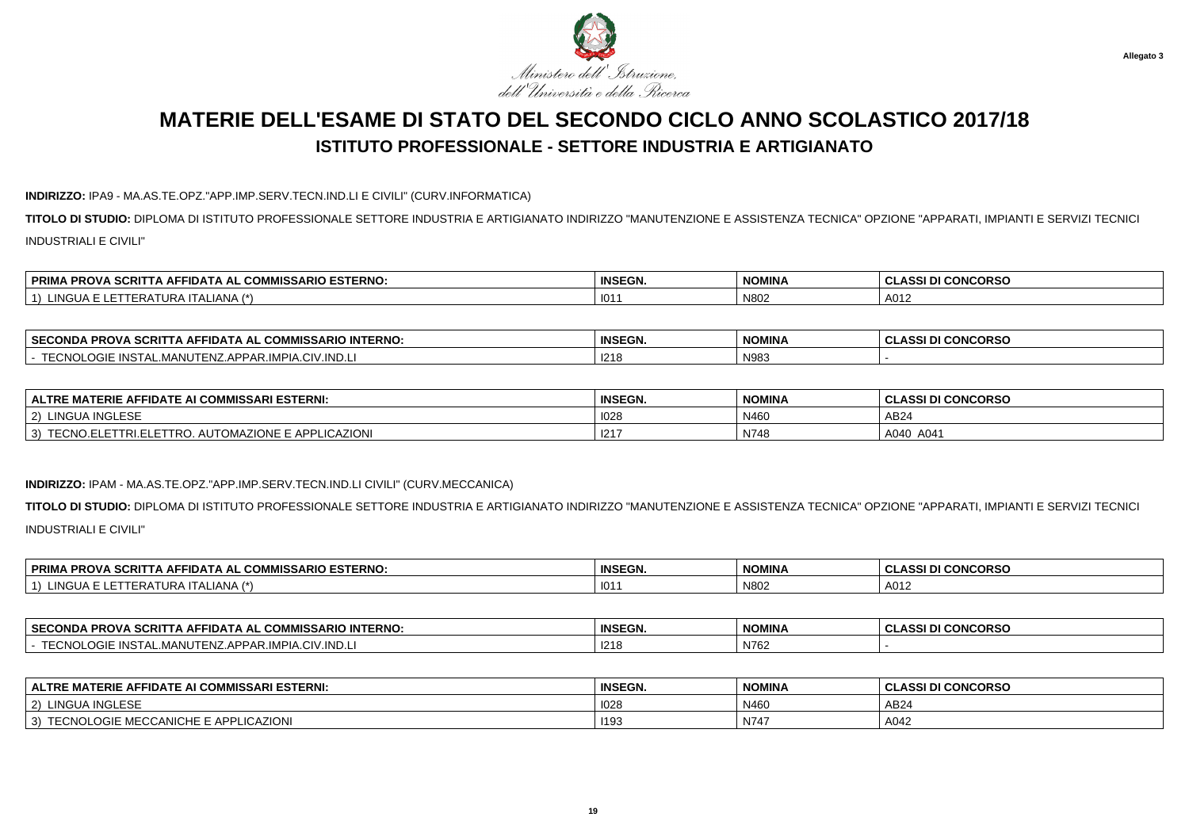Allegato 3

Ministero dell'Istruzione, dell'Università e della Ricerca

# MATERIE DELL'ESAME DI STATO DEL SECONDO CICLO ANNO SCOLASTICO 2017/18

## ISTITUTO PROFESSIONALE - SETTORE INDUSTRIA E ARTIGIANATO

**INDIRIZZO:** IPA9 - MA.AS.TE.OPZ."APP.IMP.SERV.TECN.IND.LI E CIVILI" (CURV.INFORMATICA)

**TITOLO DI STUDIO:** DIPLOMA DI ISTITUTO PROFESSIONALE SETTORE INDUSTRIA E ARTIGIANATO INDIRIZZO "MANUTENZIONE E ASSISTENZA TECNICA" OPZIONE "APPARATI, IMPIANTI E SERVIZI TECNICI INDUSTRIALI E CIVILI"

| PRIMA PROVA SCRITTA AFFIDATA AL COMMISSARIO ESTERNO: | INSEGN. | NOMINA | CLASSI DI CONCORSO |
|---|---|---|---|
| 1) LINGUA E LETTERATURA ITALIANA (*) | I011 | N802 | A012 |

| SECONDA PROVA SCRITTA AFFIDATA AL COMMISSARIO INTERNO: | INSEGN. | NOMINA | CLASSI DI CONCORSO |
|---|---|---|---|
| - TECNOLOGIE INSTAL.MANUTENZ.APPAR.IMPIA.CIV.IND.LI | I218 | N983 | - |

| ALTRE MATERIE AFFIDATE AI COMMISSARI ESTERNI: | INSEGN. | NOMINA | CLASSI DI CONCORSO |
|---|---|---|---|
| 2) LINGUA INGLESE | I028 | N460 | AB24 |
| 3) TECNO.ELETTRI.ELETTRO. AUTOMAZIONE E APPLICAZIONI | I217 | N748 | A040 A041 |

**INDIRIZZO:** IPAM - MA.AS.TE.OPZ."APP.IMP.SERV.TECN.IND.LI CIVILI" (CURV.MECCANICA)

**TITOLO DI STUDIO:** DIPLOMA DI ISTITUTO PROFESSIONALE SETTORE INDUSTRIA E ARTIGIANATO INDIRIZZO "MANUTENZIONE E ASSISTENZA TECNICA" OPZIONE "APPARATI, IMPIANTI E SERVIZI TECNICI INDUSTRIALI E CIVILI"

| PRIMA PROVA SCRITTA AFFIDATA AL COMMISSARIO ESTERNO: | INSEGN. | NOMINA | CLASSI DI CONCORSO |
|---|---|---|---|
| 1) LINGUA E LETTERATURA ITALIANA (*) | I011 | N802 | A012 |

| SECONDA PROVA SCRITTA AFFIDATA AL COMMISSARIO INTERNO: | INSEGN. | NOMINA | CLASSI DI CONCORSO |
|---|---|---|---|
| - TECNOLOGIE INSTAL.MANUTENZ.APPAR.IMPIA.CIV.IND.LI | I218 | N762 | - |

| ALTRE MATERIE AFFIDATE AI COMMISSARI ESTERNI: | INSEGN. | NOMINA | CLASSI DI CONCORSO |
|---|---|---|---|
| 2) LINGUA INGLESE | I028 | N460 | AB24 |
| 3) TECNOLOGIE MECCANICHE E APPLICAZIONI | I193 | N747 | A042 |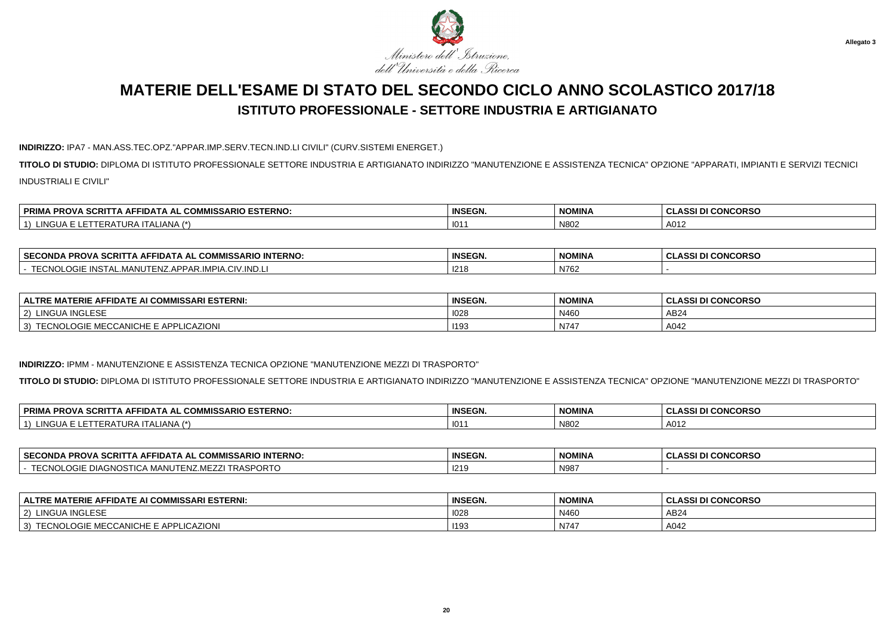Ministero dell'Istruzione, dell'Università e della Ricerca

Allegato 3

# MATERIE DELL'ESAME DI STATO DEL SECONDO CICLO ANNO SCOLASTICO 2017/18

## ISTITUTO PROFESSIONALE - SETTORE INDUSTRIA E ARTIGIANATO

**INDIRIZZO:** IPA7 - MAN.ASS.TEC.OPZ."APPAR.IMP.SERV.TECN.IND.LI CIVILI" (CURV.SISTEMI ENERGET.)

**TITOLO DI STUDIO:** DIPLOMA DI ISTITUTO PROFESSIONALE SETTORE INDUSTRIA E ARTIGIANATO INDIRIZZO "MANUTENZIONE E ASSISTENZA TECNICA" OPZIONE "APPARATI, IMPIANTI E SERVIZI TECNICI INDUSTRIALI E CIVILI"

| PRIMA PROVA SCRITTA AFFIDATA AL COMMISSARIO ESTERNO: | INSEGN. | NOMINA | CLASSI DI CONCORSO |
|---|---|---|---|
| 1) LINGUA E LETTERATURA ITALIANA (*) | I011 | N802 | A012 |

| SECONDA PROVA SCRITTA AFFIDATA AL COMMISSARIO INTERNO: | INSEGN. | NOMINA | CLASSI DI CONCORSO |
|---|---|---|---|
| - TECNOLOGIE INSTAL.MANUTENZ.APPAR.IMPIA.CIV.IND.LI | I218 | N762 | - |

| ALTRE MATERIE AFFIDATE AI COMMISSARI ESTERNI: | INSEGN. | NOMINA | CLASSI DI CONCORSO |
|---|---|---|---|
| 2) LINGUA INGLESE | I028 | N460 | AB24 |
| 3) TECNOLOGIE MECCANICHE E APPLICAZIONI | I193 | N747 | A042 |

**INDIRIZZO:** IPMM - MANUTENZIONE E ASSISTENZA TECNICA OPZIONE "MANUTENZIONE MEZZI DI TRASPORTO"

**TITOLO DI STUDIO:** DIPLOMA DI ISTITUTO PROFESSIONALE SETTORE INDUSTRIA E ARTIGIANATO INDIRIZZO "MANUTENZIONE E ASSISTENZA TECNICA" OPZIONE "MANUTENZIONE MEZZI DI TRASPORTO"

| PRIMA PROVA SCRITTA AFFIDATA AL COMMISSARIO ESTERNO: | INSEGN. | NOMINA | CLASSI DI CONCORSO |
|---|---|---|---|
| 1) LINGUA E LETTERATURA ITALIANA (*) | I011 | N802 | A012 |

| SECONDA PROVA SCRITTA AFFIDATA AL COMMISSARIO INTERNO: | INSEGN. | NOMINA | CLASSI DI CONCORSO |
|---|---|---|---|
| - TECNOLOGIE DIAGNOSTICA MANUTENZ.MEZZI TRASPORTO | I219 | N987 | - |

| ALTRE MATERIE AFFIDATE AI COMMISSARI ESTERNI: | INSEGN. | NOMINA | CLASSI DI CONCORSO |
|---|---|---|---|
| 2) LINGUA INGLESE | I028 | N460 | AB24 |
| 3) TECNOLOGIE MECCANICHE E APPLICAZIONI | I193 | N747 | A042 |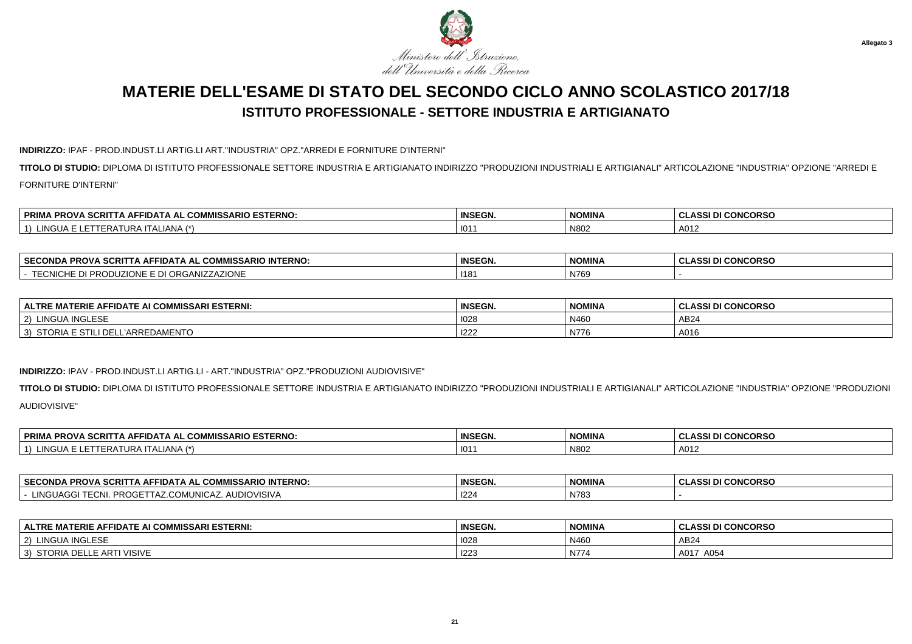Ministero dell'Istruzione, dell'Università e della Ricerca

Allegato 3

# MATERIE DELL'ESAME DI STATO DEL SECONDO CICLO ANNO SCOLASTICO 2017/18

## ISTITUTO PROFESSIONALE - SETTORE INDUSTRIA E ARTIGIANATO

**INDIRIZZO:** IPAF - PROD.INDUST.LI ARTIG.LI ART."INDUSTRIA" OPZ."ARREDI E FORNITURE D'INTERNI"

**TITOLO DI STUDIO:** DIPLOMA DI ISTITUTO PROFESSIONALE SETTORE INDUSTRIA E ARTIGIANATO INDIRIZZO "PRODUZIONI INDUSTRIALI E ARTIGIANALI" ARTICOLAZIONE "INDUSTRIA" OPZIONE "ARREDI E FORNITURE D'INTERNI"

| PRIMA PROVA SCRITTA AFFIDATA AL COMMISSARIO ESTERNO: | INSEGN. | NOMINA | CLASSI DI CONCORSO |
|---|---|---|---|
| 1) LINGUA E LETTERATURA ITALIANA (*) | I011 | N802 | A012 |

| SECONDA PROVA SCRITTA AFFIDATA AL COMMISSARIO INTERNO: | INSEGN. | NOMINA | CLASSI DI CONCORSO |
|---|---|---|---|
| - TECNICHE DI PRODUZIONE E DI ORGANIZZAZIONE | I181 | N769 | - |

| ALTRE MATERIE AFFIDATE AI COMMISSARI ESTERNI: | INSEGN. | NOMINA | CLASSI DI CONCORSO |
|---|---|---|---|
| 2) LINGUA INGLESE | I028 | N460 | AB24 |
| 3) STORIA E STILI DELL'ARREDAMENTO | I222 | N776 | A016 |

**INDIRIZZO:** IPAV - PROD.INDUST.LI ARTIG.LI - ART."INDUSTRIA" OPZ."PRODUZIONI AUDIOVISIVE"

**TITOLO DI STUDIO:** DIPLOMA DI ISTITUTO PROFESSIONALE SETTORE INDUSTRIA E ARTIGIANATO INDIRIZZO "PRODUZIONI INDUSTRIALI E ARTIGIANALI" ARTICOLAZIONE "INDUSTRIA" OPZIONE "PRODUZIONI AUDIOVISIVE"

| PRIMA PROVA SCRITTA AFFIDATA AL COMMISSARIO ESTERNO: | INSEGN. | NOMINA | CLASSI DI CONCORSO |
|---|---|---|---|
| 1) LINGUA E LETTERATURA ITALIANA (*) | I011 | N802 | A012 |

| SECONDA PROVA SCRITTA AFFIDATA AL COMMISSARIO INTERNO: | INSEGN. | NOMINA | CLASSI DI CONCORSO |
|---|---|---|---|
| - LINGUAGGI TECNI. PROGETTAZ.COMUNICAZ. AUDIOVISIVA | I224 | N783 | - |

| ALTRE MATERIE AFFIDATE AI COMMISSARI ESTERNI: | INSEGN. | NOMINA | CLASSI DI CONCORSO |
|---|---|---|---|
| 2) LINGUA INGLESE | I028 | N460 | AB24 |
| 3) STORIA DELLE ARTI VISIVE | I223 | N774 | A017 A054 |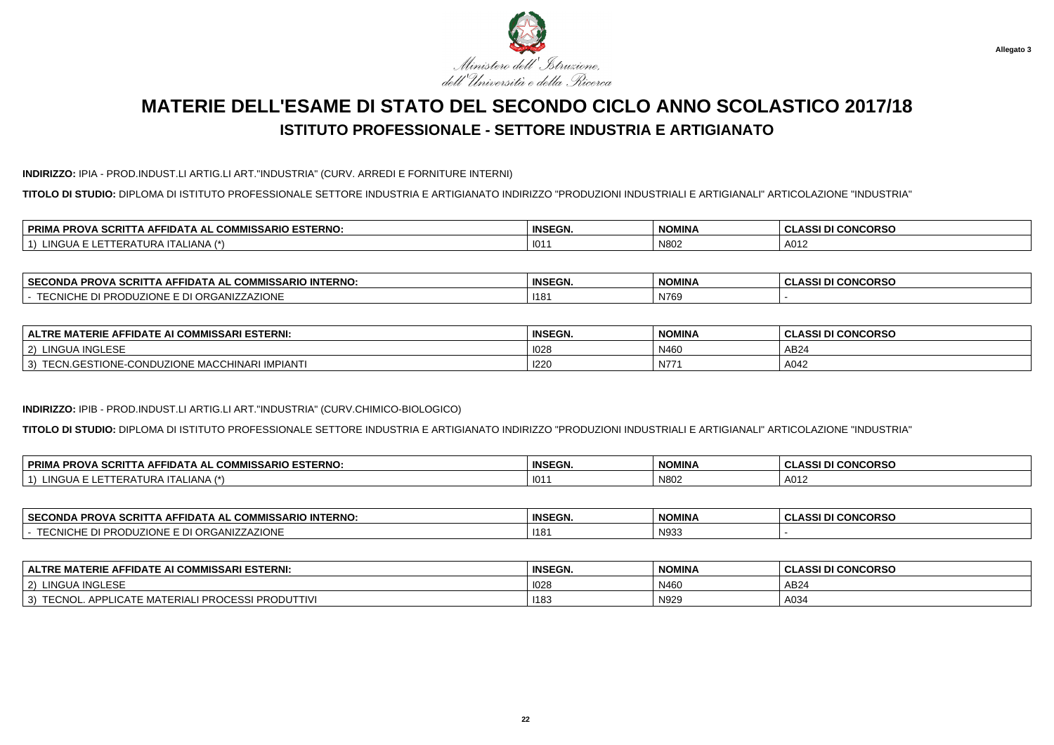Allegato 3

Ministero dell'Istruzione, dell'Università e della Ricerca

# MATERIE DELL'ESAME DI STATO DEL SECONDO CICLO ANNO SCOLASTICO 2017/18

## ISTITUTO PROFESSIONALE - SETTORE INDUSTRIA E ARTIGIANATO

**INDIRIZZO:** IPIA - PROD.INDUST.LI ARTIG.LI ART."INDUSTRIA" (CURV. ARREDI E FORNITURE INTERNI)

**TITOLO DI STUDIO:** DIPLOMA DI ISTITUTO PROFESSIONALE SETTORE INDUSTRIA E ARTIGIANATO INDIRIZZO "PRODUZIONI INDUSTRIALI E ARTIGIANALI" ARTICOLAZIONE "INDUSTRIA"

| PRIMA PROVA SCRITTA AFFIDATA AL COMMISSARIO ESTERNO: | INSEGN. | NOMINA | CLASSI DI CONCORSO |
|---|---|---|---|
| 1) LINGUA E LETTERATURA ITALIANA (*) | I011 | N802 | A012 |

| SECONDA PROVA SCRITTA AFFIDATA AL COMMISSARIO INTERNO: | INSEGN. | NOMINA | CLASSI DI CONCORSO |
|---|---|---|---|
| - TECNICHE DI PRODUZIONE E DI ORGANIZZAZIONE | I181 | N769 | - |

| ALTRE MATERIE AFFIDATE AI COMMISSARI ESTERNI: | INSEGN. | NOMINA | CLASSI DI CONCORSO |
|---|---|---|---|
| 2) LINGUA INGLESE | I028 | N460 | AB24 |
| 3) TECN.GESTIONE-CONDUZIONE MACCHINARI IMPIANTI | I220 | N771 | A042 |

**INDIRIZZO:** IPIB - PROD.INDUST.LI ARTIG.LI ART."INDUSTRIA" (CURV.CHIMICO-BIOLOGICO)

**TITOLO DI STUDIO:** DIPLOMA DI ISTITUTO PROFESSIONALE SETTORE INDUSTRIA E ARTIGIANATO INDIRIZZO "PRODUZIONI INDUSTRIALI E ARTIGIANALI" ARTICOLAZIONE "INDUSTRIA"

| PRIMA PROVA SCRITTA AFFIDATA AL COMMISSARIO ESTERNO: | INSEGN. | NOMINA | CLASSI DI CONCORSO |
|---|---|---|---|
| 1) LINGUA E LETTERATURA ITALIANA (*) | I011 | N802 | A012 |

| SECONDA PROVA SCRITTA AFFIDATA AL COMMISSARIO INTERNO: | INSEGN. | NOMINA | CLASSI DI CONCORSO |
|---|---|---|---|
| - TECNICHE DI PRODUZIONE E DI ORGANIZZAZIONE | I181 | N933 | - |

| ALTRE MATERIE AFFIDATE AI COMMISSARI ESTERNI: | INSEGN. | NOMINA | CLASSI DI CONCORSO |
|---|---|---|---|
| 2) LINGUA INGLESE | I028 | N460 | AB24 |
| 3) TECNOL. APPLICATE MATERIALI PROCESSI PRODUTTIVI | I183 | N929 | A034 |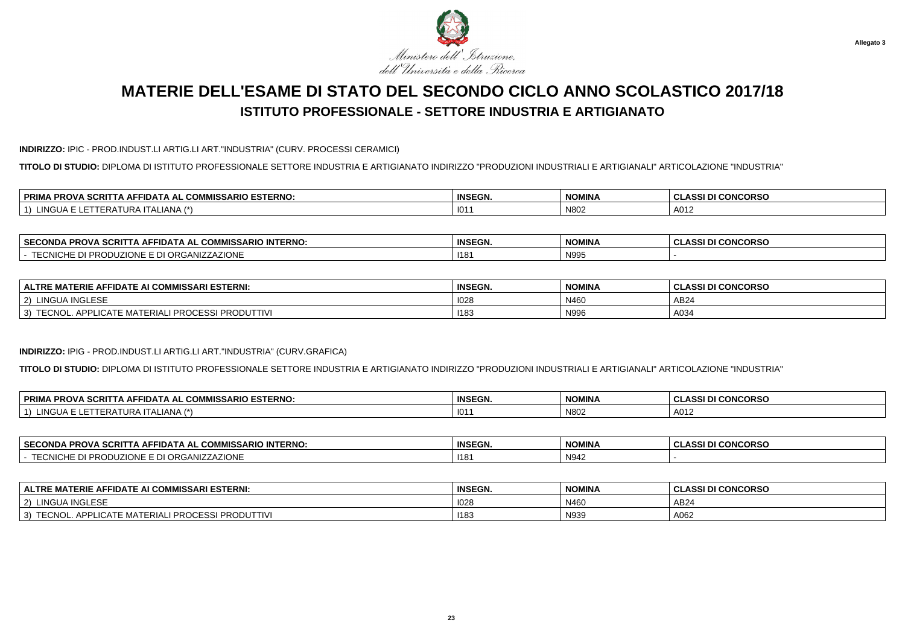Ministero dell'Istruzione, dell'Università e della Ricerca

Allegato 3

# MATERIE DELL'ESAME DI STATO DEL SECONDO CICLO ANNO SCOLASTICO 2017/18

## ISTITUTO PROFESSIONALE - SETTORE INDUSTRIA E ARTIGIANATO

**INDIRIZZO:** IPIC - PROD.INDUST.LI ARTIG.LI ART."INDUSTRIA" (CURV. PROCESSI CERAMICI)

**TITOLO DI STUDIO:** DIPLOMA DI ISTITUTO PROFESSIONALE SETTORE INDUSTRIA E ARTIGIANATO INDIRIZZO "PRODUZIONI INDUSTRIALI E ARTIGIANALI" ARTICOLAZIONE "INDUSTRIA"

| PRIMA PROVA SCRITTA AFFIDATA AL COMMISSARIO ESTERNO: | INSEGN. | NOMINA | CLASSI DI CONCORSO |
|---|---|---|---|
| 1) LINGUA E LETTERATURA ITALIANA (*) | I011 | N802 | A012 |

| SECONDA PROVA SCRITTA AFFIDATA AL COMMISSARIO INTERNO: | INSEGN. | NOMINA | CLASSI DI CONCORSO |
|---|---|---|---|
| - TECNICHE DI PRODUZIONE E DI ORGANIZZAZIONE | I181 | N995 | - |

| ALTRE MATERIE AFFIDATE AI COMMISSARI ESTERNI: | INSEGN. | NOMINA | CLASSI DI CONCORSO |
|---|---|---|---|
| 2) LINGUA INGLESE | I028 | N460 | AB24 |
| 3) TECNOL. APPLICATE MATERIALI PROCESSI PRODUTTIVI | I183 | N996 | A034 |

**INDIRIZZO:** IPIG - PROD.INDUST.LI ARTIG.LI ART."INDUSTRIA" (CURV.GRAFICA)

**TITOLO DI STUDIO:** DIPLOMA DI ISTITUTO PROFESSIONALE SETTORE INDUSTRIA E ARTIGIANATO INDIRIZZO "PRODUZIONI INDUSTRIALI E ARTIGIANALI" ARTICOLAZIONE "INDUSTRIA"

| PRIMA PROVA SCRITTA AFFIDATA AL COMMISSARIO ESTERNO: | INSEGN. | NOMINA | CLASSI DI CONCORSO |
|---|---|---|---|
| 1) LINGUA E LETTERATURA ITALIANA (*) | I011 | N802 | A012 |

| SECONDA PROVA SCRITTA AFFIDATA AL COMMISSARIO INTERNO: | INSEGN. | NOMINA | CLASSI DI CONCORSO |
|---|---|---|---|
| - TECNICHE DI PRODUZIONE E DI ORGANIZZAZIONE | I181 | N942 | - |

| ALTRE MATERIE AFFIDATE AI COMMISSARI ESTERNI: | INSEGN. | NOMINA | CLASSI DI CONCORSO |
|---|---|---|---|
| 2) LINGUA INGLESE | I028 | N460 | AB24 |
| 3) TECNOL. APPLICATE MATERIALI PROCESSI PRODUTTIVI | I183 | N939 | A062 |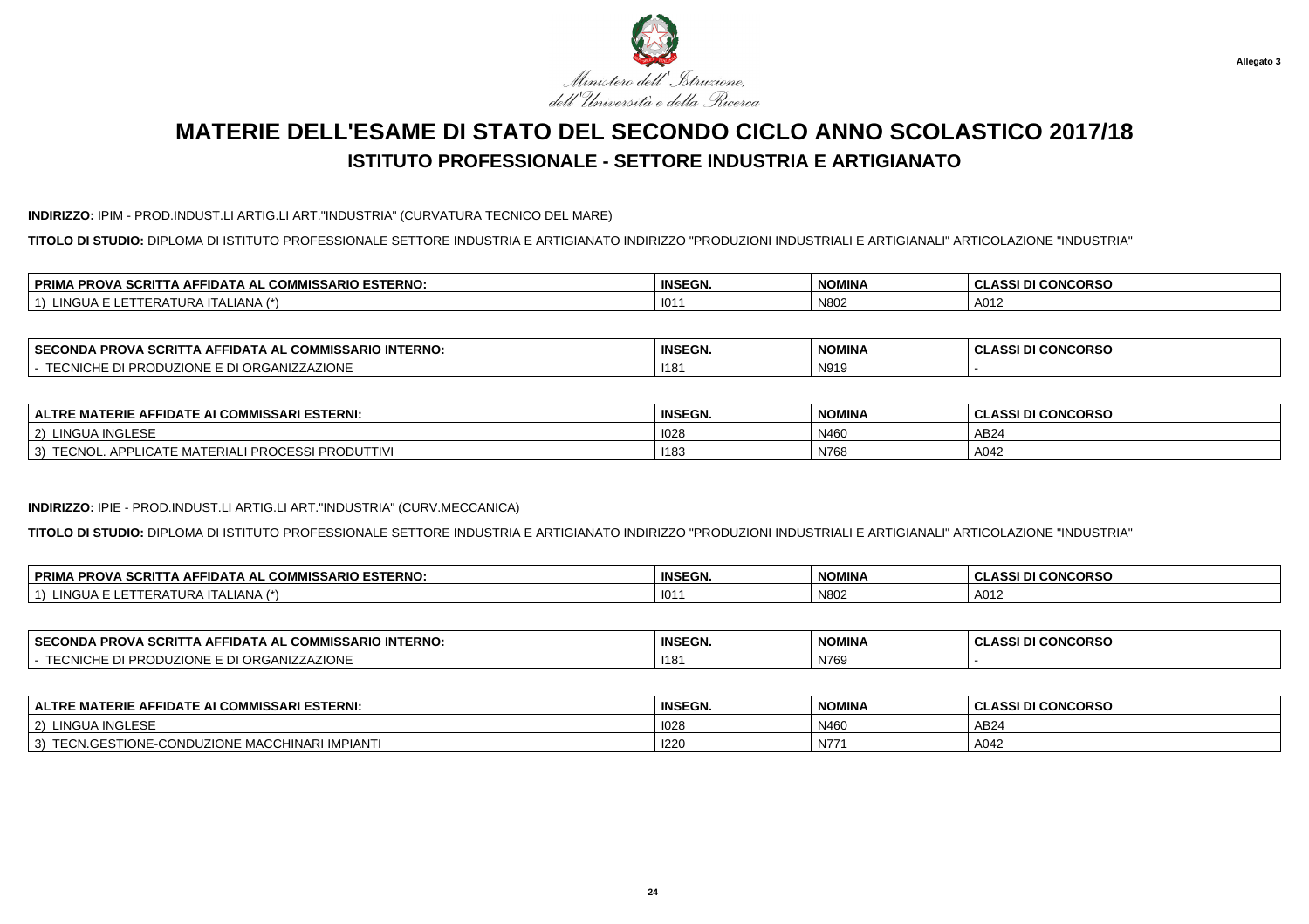Allegato 3

Ministero dell'Istruzione, dell'Università e della Ricerca

# MATERIE DELL'ESAME DI STATO DEL SECONDO CICLO ANNO SCOLASTICO 2017/18

## ISTITUTO PROFESSIONALE - SETTORE INDUSTRIA E ARTIGIANATO

**INDIRIZZO:** IPIM - PROD.INDUST.LI ARTIG.LI ART."INDUSTRIA" (CURVATURA TECNICO DEL MARE)

**TITOLO DI STUDIO:** DIPLOMA DI ISTITUTO PROFESSIONALE SETTORE INDUSTRIA E ARTIGIANATO INDIRIZZO "PRODUZIONI INDUSTRIALI E ARTIGIANALI" ARTICOLAZIONE "INDUSTRIA"

| PRIMA PROVA SCRITTA AFFIDATA AL COMMISSARIO ESTERNO: | INSEGN. | NOMINA | CLASSI DI CONCORSO |
|---|---|---|---|
| 1) LINGUA E LETTERATURA ITALIANA (*) | I011 | N802 | A012 |

| SECONDA PROVA SCRITTA AFFIDATA AL COMMISSARIO INTERNO: | INSEGN. | NOMINA | CLASSI DI CONCORSO |
|---|---|---|---|
| - TECNICHE DI PRODUZIONE E DI ORGANIZZAZIONE | I181 | N919 | - |

| ALTRE MATERIE AFFIDATE AI COMMISSARI ESTERNI: | INSEGN. | NOMINA | CLASSI DI CONCORSO |
|---|---|---|---|
| 2) LINGUA INGLESE | I028 | N460 | AB24 |
| 3) TECNOL. APPLICATE MATERIALI PROCESSI PRODUTTIVI | I183 | N768 | A042 |

**INDIRIZZO:** IPIE - PROD.INDUST.LI ARTIG.LI ART."INDUSTRIA" (CURV.MECCANICA)

**TITOLO DI STUDIO:** DIPLOMA DI ISTITUTO PROFESSIONALE SETTORE INDUSTRIA E ARTIGIANATO INDIRIZZO "PRODUZIONI INDUSTRIALI E ARTIGIANALI" ARTICOLAZIONE "INDUSTRIA"

| PRIMA PROVA SCRITTA AFFIDATA AL COMMISSARIO ESTERNO: | INSEGN. | NOMINA | CLASSI DI CONCORSO |
|---|---|---|---|
| 1) LINGUA E LETTERATURA ITALIANA (*) | I011 | N802 | A012 |

| SECONDA PROVA SCRITTA AFFIDATA AL COMMISSARIO INTERNO: | INSEGN. | NOMINA | CLASSI DI CONCORSO |
|---|---|---|---|
| - TECNICHE DI PRODUZIONE E DI ORGANIZZAZIONE | I181 | N769 | - |

| ALTRE MATERIE AFFIDATE AI COMMISSARI ESTERNI: | INSEGN. | NOMINA | CLASSI DI CONCORSO |
|---|---|---|---|
| 2) LINGUA INGLESE | I028 | N460 | AB24 |
| 3) TECN.GESTIONE-CONDUZIONE MACCHINARI IMPIANTI | I220 | N771 | A042 |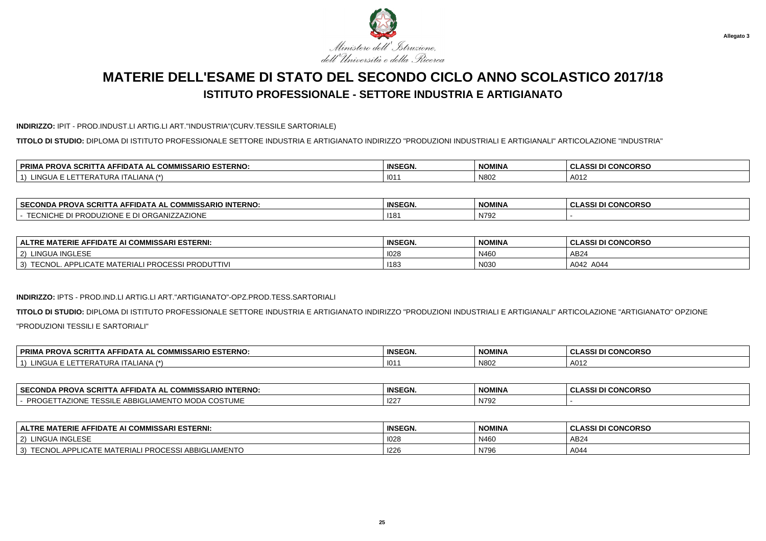Ministero dell'Istruzione, dell'Università e della Ricerca

Allegato 3

# MATERIE DELL'ESAME DI STATO DEL SECONDO CICLO ANNO SCOLASTICO 2017/18

## ISTITUTO PROFESSIONALE - SETTORE INDUSTRIA E ARTIGIANATO

**INDIRIZZO:** IPIT - PROD.INDUST.LI ARTIG.LI ART."INDUSTRIA"(CURV.TESSILE SARTORIALE)

**TITOLO DI STUDIO:** DIPLOMA DI ISTITUTO PROFESSIONALE SETTORE INDUSTRIA E ARTIGIANATO INDIRIZZO "PRODUZIONI INDUSTRIALI E ARTIGIANALI" ARTICOLAZIONE "INDUSTRIA"

| PRIMA PROVA SCRITTA AFFIDATA AL COMMISSARIO ESTERNO: | INSEGN. | NOMINA | CLASSI DI CONCORSO |
|---|---|---|---|
| 1) LINGUA E LETTERATURA ITALIANA (*) | I011 | N802 | A012 |

| SECONDA PROVA SCRITTA AFFIDATA AL COMMISSARIO INTERNO: | INSEGN. | NOMINA | CLASSI DI CONCORSO |
|---|---|---|---|
| - TECNICHE DI PRODUZIONE E DI ORGANIZZAZIONE | I181 | N792 | - |

| ALTRE MATERIE AFFIDATE AI COMMISSARI ESTERNI: | INSEGN. | NOMINA | CLASSI DI CONCORSO |
|---|---|---|---|
| 2) LINGUA INGLESE | I028 | N460 | AB24 |
| 3) TECNOL. APPLICATE MATERIALI PROCESSI PRODUTTIVI | I183 | N030 | A042 A044 |

**INDIRIZZO:** IPTS - PROD.IND.LI ARTIG.LI ART."ARTIGIANATO"-OPZ.PROD.TESS.SARTORIALI

**TITOLO DI STUDIO:** DIPLOMA DI ISTITUTO PROFESSIONALE SETTORE INDUSTRIA E ARTIGIANATO INDIRIZZO "PRODUZIONI INDUSTRIALI E ARTIGIANALI" ARTICOLAZIONE "ARTIGIANATO" OPZIONE "PRODUZIONI TESSILI E SARTORIALI"

| PRIMA PROVA SCRITTA AFFIDATA AL COMMISSARIO ESTERNO: | INSEGN. | NOMINA | CLASSI DI CONCORSO |
|---|---|---|---|
| 1) LINGUA E LETTERATURA ITALIANA (*) | I011 | N802 | A012 |

| SECONDA PROVA SCRITTA AFFIDATA AL COMMISSARIO INTERNO: | INSEGN. | NOMINA | CLASSI DI CONCORSO |
|---|---|---|---|
| - PROGETTAZIONE TESSILE ABBIGLIAMENTO MODA COSTUME | I227 | N792 | - |

| ALTRE MATERIE AFFIDATE AI COMMISSARI ESTERNI: | INSEGN. | NOMINA | CLASSI DI CONCORSO |
|---|---|---|---|
| 2) LINGUA INGLESE | I028 | N460 | AB24 |
| 3) TECNOL.APPLICATE MATERIALI PROCESSI ABBIGLIAMENTO | I226 | N796 | A044 |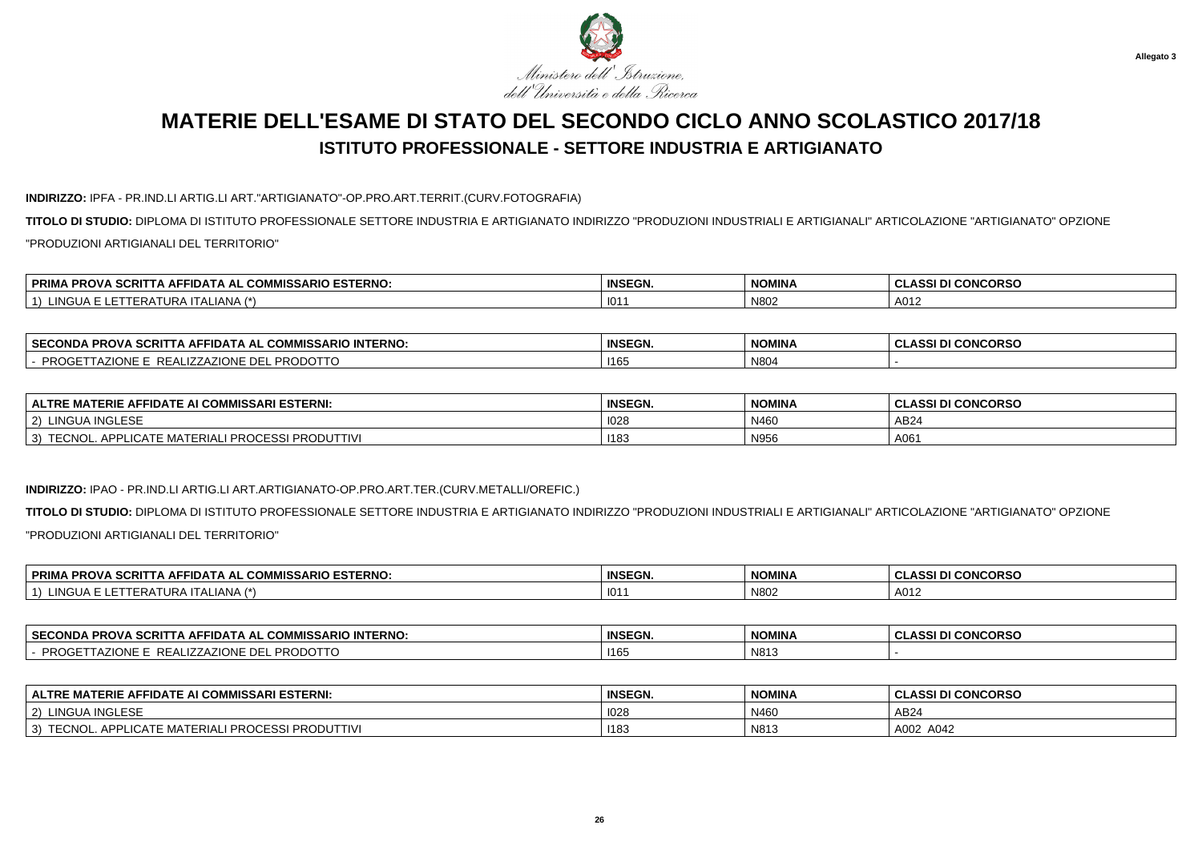Allegato 3

Ministero dell'Istruzione, dell'Università e della Ricerca

# MATERIE DELL'ESAME DI STATO DEL SECONDO CICLO ANNO SCOLASTICO 2017/18

## ISTITUTO PROFESSIONALE - SETTORE INDUSTRIA E ARTIGIANATO

**INDIRIZZO:** IPFA - PR.IND.LI ARTIG.LI ART."ARTIGIANATO"-OP.PRO.ART.TERRIT.(CURV.FOTOGRAFIA)

**TITOLO DI STUDIO:** DIPLOMA DI ISTITUTO PROFESSIONALE SETTORE INDUSTRIA E ARTIGIANATO INDIRIZZO "PRODUZIONI INDUSTRIALI E ARTIGIANALI" ARTICOLAZIONE "ARTIGIANATO" OPZIONE "PRODUZIONI ARTIGIANALI DEL TERRITORIO"

| PRIMA PROVA SCRITTA AFFIDATA AL COMMISSARIO ESTERNO: | INSEGN. | NOMINA | CLASSI DI CONCORSO |
|---|---|---|---|
| 1) LINGUA E LETTERATURA ITALIANA (*) | I011 | N802 | A012 |

| SECONDA PROVA SCRITTA AFFIDATA AL COMMISSARIO INTERNO: | INSEGN. | NOMINA | CLASSI DI CONCORSO |
|---|---|---|---|
| - PROGETTAZIONE E REALIZZAZIONE DEL PRODOTTO | I165 | N804 | - |

| ALTRE MATERIE AFFIDATE AI COMMISSARI ESTERNI: | INSEGN. | NOMINA | CLASSI DI CONCORSO |
|---|---|---|---|
| 2) LINGUA INGLESE | I028 | N460 | AB24 |
| 3) TECNOL. APPLICATE MATERIALI PROCESSI PRODUTTIVI | I183 | N956 | A061 |

**INDIRIZZO:** IPAO - PR.IND.LI ARTIG.LI ART.ARTIGIANATO-OP.PRO.ART.TER.(CURV.METALLI/OREFIC.)

**TITOLO DI STUDIO:** DIPLOMA DI ISTITUTO PROFESSIONALE SETTORE INDUSTRIA E ARTIGIANATO INDIRIZZO "PRODUZIONI INDUSTRIALI E ARTIGIANALI" ARTICOLAZIONE "ARTIGIANATO" OPZIONE "PRODUZIONI ARTIGIANALI DEL TERRITORIO"

| PRIMA PROVA SCRITTA AFFIDATA AL COMMISSARIO ESTERNO: | INSEGN. | NOMINA | CLASSI DI CONCORSO |
|---|---|---|---|
| 1) LINGUA E LETTERATURA ITALIANA (*) | I011 | N802 | A012 |

| SECONDA PROVA SCRITTA AFFIDATA AL COMMISSARIO INTERNO: | INSEGN. | NOMINA | CLASSI DI CONCORSO |
|---|---|---|---|
| - PROGETTAZIONE E REALIZZAZIONE DEL PRODOTTO | I165 | N813 | - |

| ALTRE MATERIE AFFIDATE AI COMMISSARI ESTERNI: | INSEGN. | NOMINA | CLASSI DI CONCORSO |
|---|---|---|---|
| 2) LINGUA INGLESE | I028 | N460 | AB24 |
| 3) TECNOL. APPLICATE MATERIALI PROCESSI PRODUTTIVI | I183 | N813 | A002 A042 |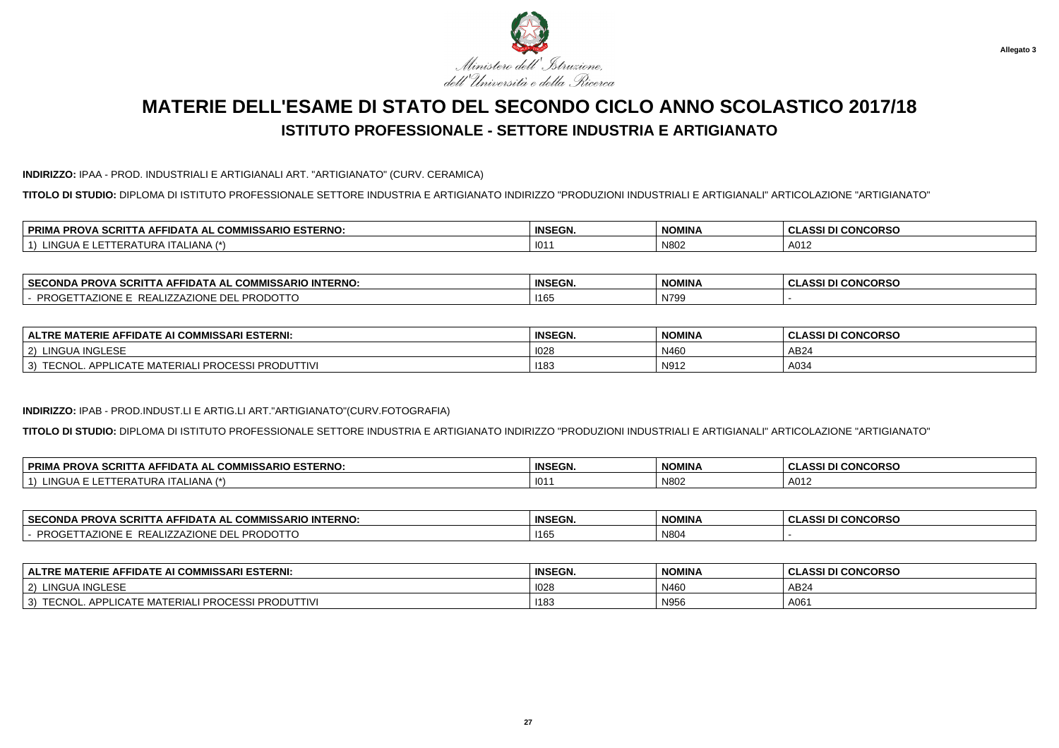Ministero dell'Istruzione, dell'Università e della Ricerca

Allegato 3

# MATERIE DELL'ESAME DI STATO DEL SECONDO CICLO ANNO SCOLASTICO 2017/18

## ISTITUTO PROFESSIONALE - SETTORE INDUSTRIA E ARTIGIANATO

**INDIRIZZO:** IPAA - PROD. INDUSTRIALI E ARTIGIANALI ART. "ARTIGIANATO" (CURV. CERAMICA)

**TITOLO DI STUDIO:** DIPLOMA DI ISTITUTO PROFESSIONALE SETTORE INDUSTRIA E ARTIGIANATO INDIRIZZO "PRODUZIONI INDUSTRIALI E ARTIGIANALI" ARTICOLAZIONE "ARTIGIANATO"

| PRIMA PROVA SCRITTA AFFIDATA AL COMMISSARIO ESTERNO: | INSEGN. | NOMINA | CLASSI DI CONCORSO |
|---|---|---|---|
| 1) LINGUA E LETTERATURA ITALIANA (*) | I011 | N802 | A012 |

| SECONDA PROVA SCRITTA AFFIDATA AL COMMISSARIO INTERNO: | INSEGN. | NOMINA | CLASSI DI CONCORSO |
|---|---|---|---|
| - PROGETTAZIONE E REALIZZAZIONE DEL PRODOTTO | I165 | N799 | - |

| ALTRE MATERIE AFFIDATE AI COMMISSARI ESTERNI: | INSEGN. | NOMINA | CLASSI DI CONCORSO |
|---|---|---|---|
| 2) LINGUA INGLESE | I028 | N460 | AB24 |
| 3) TECNOL. APPLICATE MATERIALI PROCESSI PRODUTTIVI | I183 | N912 | A034 |

**INDIRIZZO:** IPAB - PROD.INDUST.LI E ARTIG.LI ART."ARTIGIANATO"(CURV.FOTOGRAFIA)

**TITOLO DI STUDIO:** DIPLOMA DI ISTITUTO PROFESSIONALE SETTORE INDUSTRIA E ARTIGIANATO INDIRIZZO "PRODUZIONI INDUSTRIALI E ARTIGIANALI" ARTICOLAZIONE "ARTIGIANATO"

| PRIMA PROVA SCRITTA AFFIDATA AL COMMISSARIO ESTERNO: | INSEGN. | NOMINA | CLASSI DI CONCORSO |
|---|---|---|---|
| 1) LINGUA E LETTERATURA ITALIANA (*) | I011 | N802 | A012 |

| SECONDA PROVA SCRITTA AFFIDATA AL COMMISSARIO INTERNO: | INSEGN. | NOMINA | CLASSI DI CONCORSO |
|---|---|---|---|
| - PROGETTAZIONE E REALIZZAZIONE DEL PRODOTTO | I165 | N804 | - |

| ALTRE MATERIE AFFIDATE AI COMMISSARI ESTERNI: | INSEGN. | NOMINA | CLASSI DI CONCORSO |
|---|---|---|---|
| 2) LINGUA INGLESE | I028 | N460 | AB24 |
| 3) TECNOL. APPLICATE MATERIALI PROCESSI PRODUTTIVI | I183 | N956 | A061 |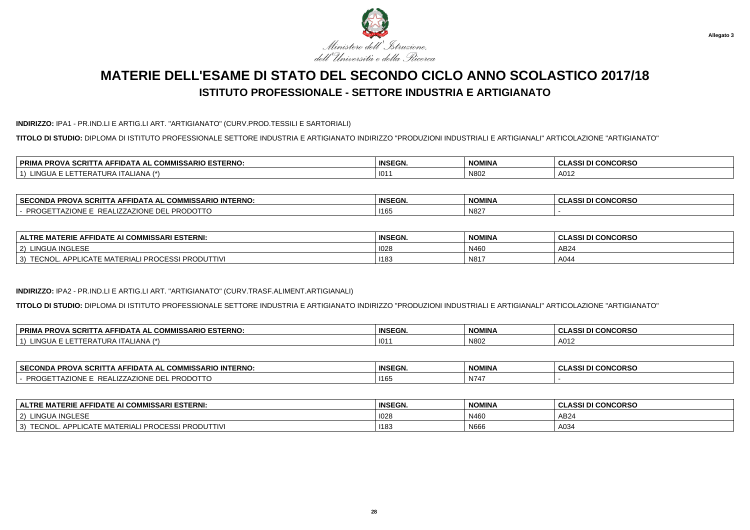Allegato 3

*Ministero dell'Istruzione, dell'Università e della Ricerca*

# MATERIE DELL'ESAME DI STATO DEL SECONDO CICLO ANNO SCOLASTICO 2017/18

## ISTITUTO PROFESSIONALE - SETTORE INDUSTRIA E ARTIGIANATO

**INDIRIZZO:** IPA1 - PR.IND.LI E ARTIG.LI ART. "ARTIGIANATO" (CURV.PROD.TESSILI E SARTORIALI)

**TITOLO DI STUDIO:** DIPLOMA DI ISTITUTO PROFESSIONALE SETTORE INDUSTRIA E ARTIGIANATO INDIRIZZO "PRODUZIONI INDUSTRIALI E ARTIGIANALI" ARTICOLAZIONE "ARTIGIANATO"

| PRIMA PROVA SCRITTA AFFIDATA AL COMMISSARIO ESTERNO: | INSEGN. | NOMINA | CLASSI DI CONCORSO |
|---|---|---|---|
| 1) LINGUA E LETTERATURA ITALIANA (*) | I011 | N802 | A012 |

| SECONDA PROVA SCRITTA AFFIDATA AL COMMISSARIO INTERNO: | INSEGN. | NOMINA | CLASSI DI CONCORSO |
|---|---|---|---|
| - PROGETTAZIONE E REALIZZAZIONE DEL PRODOTTO | I165 | N827 | - |

| ALTRE MATERIE AFFIDATE AI COMMISSARI ESTERNI: | INSEGN. | NOMINA | CLASSI DI CONCORSO |
|---|---|---|---|
| 2) LINGUA INGLESE | I028 | N460 | AB24 |
| 3) TECNOL. APPLICATE MATERIALI PROCESSI PRODUTTIVI | I183 | N817 | A044 |

**INDIRIZZO:** IPA2 - PR.IND.LI E ARTIG.LI ART. "ARTIGIANATO" (CURV.TRASF.ALIMENT.ARTIGIANALI)

**TITOLO DI STUDIO:** DIPLOMA DI ISTITUTO PROFESSIONALE SETTORE INDUSTRIA E ARTIGIANATO INDIRIZZO "PRODUZIONI INDUSTRIALI E ARTIGIANALI" ARTICOLAZIONE "ARTIGIANATO"

| PRIMA PROVA SCRITTA AFFIDATA AL COMMISSARIO ESTERNO: | INSEGN. | NOMINA | CLASSI DI CONCORSO |
|---|---|---|---|
| 1) LINGUA E LETTERATURA ITALIANA (*) | I011 | N802 | A012 |

| SECONDA PROVA SCRITTA AFFIDATA AL COMMISSARIO INTERNO: | INSEGN. | NOMINA | CLASSI DI CONCORSO |
|---|---|---|---|
| - PROGETTAZIONE E REALIZZAZIONE DEL PRODOTTO | I165 | N747 | - |

| ALTRE MATERIE AFFIDATE AI COMMISSARI ESTERNI: | INSEGN. | NOMINA | CLASSI DI CONCORSO |
|---|---|---|---|
| 2) LINGUA INGLESE | I028 | N460 | AB24 |
| 3) TECNOL. APPLICATE MATERIALI PROCESSI PRODUTTIVI | I183 | N666 | A034 |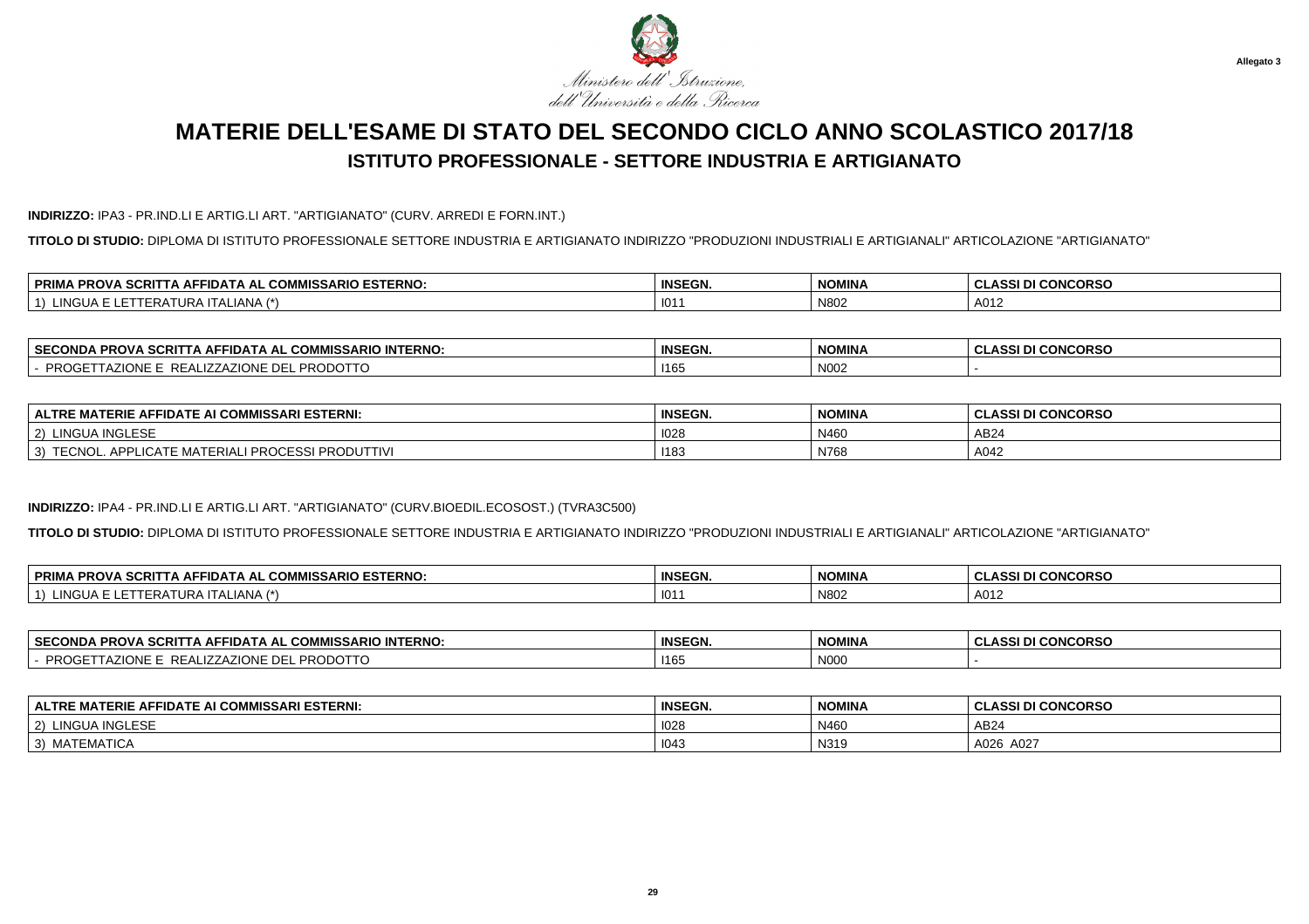Ministero dell'Istruzione, dell'Università e della Ricerca

Allegato 3

# MATERIE DELL'ESAME DI STATO DEL SECONDO CICLO ANNO SCOLASTICO 2017/18

## ISTITUTO PROFESSIONALE - SETTORE INDUSTRIA E ARTIGIANATO

**INDIRIZZO:** IPA3 - PR.IND.LI E ARTIG.LI ART. "ARTIGIANATO" (CURV. ARREDI E FORN.INT.)

**TITOLO DI STUDIO:** DIPLOMA DI ISTITUTO PROFESSIONALE SETTORE INDUSTRIA E ARTIGIANATO INDIRIZZO "PRODUZIONI INDUSTRIALI E ARTIGIANALI" ARTICOLAZIONE "ARTIGIANATO"

| PRIMA PROVA SCRITTA AFFIDATA AL COMMISSARIO ESTERNO: | INSEGN. | NOMINA | CLASSI DI CONCORSO |
|---|---|---|---|
| 1) LINGUA E LETTERATURA ITALIANA (*) | I011 | N802 | A012 |

| SECONDA PROVA SCRITTA AFFIDATA AL COMMISSARIO INTERNO: | INSEGN. | NOMINA | CLASSI DI CONCORSO |
|---|---|---|---|
| - PROGETTAZIONE E REALIZZAZIONE DEL PRODOTTO | I165 | N002 | - |

| ALTRE MATERIE AFFIDATE AI COMMISSARI ESTERNI: | INSEGN. | NOMINA | CLASSI DI CONCORSO |
|---|---|---|---|
| 2) LINGUA INGLESE | I028 | N460 | AB24 |
| 3) TECNOL. APPLICATE MATERIALI PROCESSI PRODUTTIVI | I183 | N768 | A042 |

**INDIRIZZO:** IPA4 - PR.IND.LI E ARTIG.LI ART. "ARTIGIANATO" (CURV.BIOEDIL.ECOSOST.) (TVRA3C500)

**TITOLO DI STUDIO:** DIPLOMA DI ISTITUTO PROFESSIONALE SETTORE INDUSTRIA E ARTIGIANATO INDIRIZZO "PRODUZIONI INDUSTRIALI E ARTIGIANALI" ARTICOLAZIONE "ARTIGIANATO"

| PRIMA PROVA SCRITTA AFFIDATA AL COMMISSARIO ESTERNO: | INSEGN. | NOMINA | CLASSI DI CONCORSO |
|---|---|---|---|
| 1) LINGUA E LETTERATURA ITALIANA (*) | I011 | N802 | A012 |

| SECONDA PROVA SCRITTA AFFIDATA AL COMMISSARIO INTERNO: | INSEGN. | NOMINA | CLASSI DI CONCORSO |
|---|---|---|---|
| - PROGETTAZIONE E REALIZZAZIONE DEL PRODOTTO | I165 | N000 | - |

| ALTRE MATERIE AFFIDATE AI COMMISSARI ESTERNI: | INSEGN. | NOMINA | CLASSI DI CONCORSO |
|---|---|---|---|
| 2) LINGUA INGLESE | I028 | N460 | AB24 |
| 3) MATEMATICA | I043 | N319 | A026 A027 |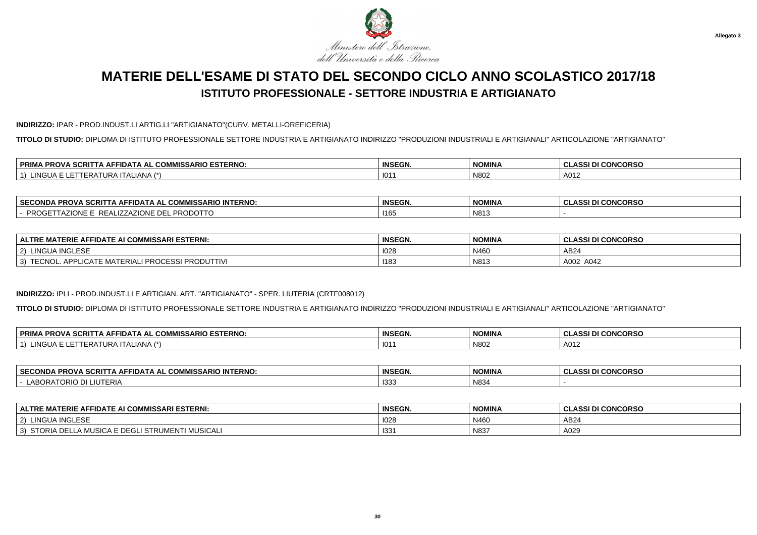Ministero dell'Istruzione, dell'Università e della Ricerca

Allegato 3

# MATERIE DELL'ESAME DI STATO DEL SECONDO CICLO ANNO SCOLASTICO 2017/18

## ISTITUTO PROFESSIONALE - SETTORE INDUSTRIA E ARTIGIANATO

**INDIRIZZO:** IPAR - PROD.INDUST.LI ARTIG.LI "ARTIGIANATO"(CURV. METALLI-OREFICERIA)

**TITOLO DI STUDIO:** DIPLOMA DI ISTITUTO PROFESSIONALE SETTORE INDUSTRIA E ARTIGIANATO INDIRIZZO "PRODUZIONI INDUSTRIALI E ARTIGIANALI" ARTICOLAZIONE "ARTIGIANATO"

| PRIMA PROVA SCRITTA AFFIDATA AL COMMISSARIO ESTERNO: | INSEGN. | NOMINA | CLASSI DI CONCORSO |
|---|---|---|---|
| 1) LINGUA E LETTERATURA ITALIANA (*) | I011 | N802 | A012 |

| SECONDA PROVA SCRITTA AFFIDATA AL COMMISSARIO INTERNO: | INSEGN. | NOMINA | CLASSI DI CONCORSO |
|---|---|---|---|
| - PROGETTAZIONE E REALIZZAZIONE DEL PRODOTTO | I165 | N813 | - |

| ALTRE MATERIE AFFIDATE AI COMMISSARI ESTERNI: | INSEGN. | NOMINA | CLASSI DI CONCORSO |
|---|---|---|---|
| 2) LINGUA INGLESE | I028 | N460 | AB24 |
| 3) TECNOL. APPLICATE MATERIALI PROCESSI PRODUTTIVI | I183 | N813 | A002 A042 |

**INDIRIZZO:** IPLI - PROD.INDUST.LI E ARTIGIAN. ART. "ARTIGIANATO" - SPER. LIUTERIA (CRTF008012)

**TITOLO DI STUDIO:** DIPLOMA DI ISTITUTO PROFESSIONALE SETTORE INDUSTRIA E ARTIGIANATO INDIRIZZO "PRODUZIONI INDUSTRIALI E ARTIGIANALI" ARTICOLAZIONE "ARTIGIANATO"

| PRIMA PROVA SCRITTA AFFIDATA AL COMMISSARIO ESTERNO: | INSEGN. | NOMINA | CLASSI DI CONCORSO |
|---|---|---|---|
| 1) LINGUA E LETTERATURA ITALIANA (*) | I011 | N802 | A012 |

| SECONDA PROVA SCRITTA AFFIDATA AL COMMISSARIO INTERNO: | INSEGN. | NOMINA | CLASSI DI CONCORSO |
|---|---|---|---|
| - LABORATORIO DI LIUTERIA | I333 | N834 | - |

| ALTRE MATERIE AFFIDATE AI COMMISSARI ESTERNI: | INSEGN. | NOMINA | CLASSI DI CONCORSO |
|---|---|---|---|
| 2) LINGUA INGLESE | I028 | N460 | AB24 |
| 3) STORIA DELLA MUSICA E DEGLI STRUMENTI MUSICALI | I331 | N837 | A029 |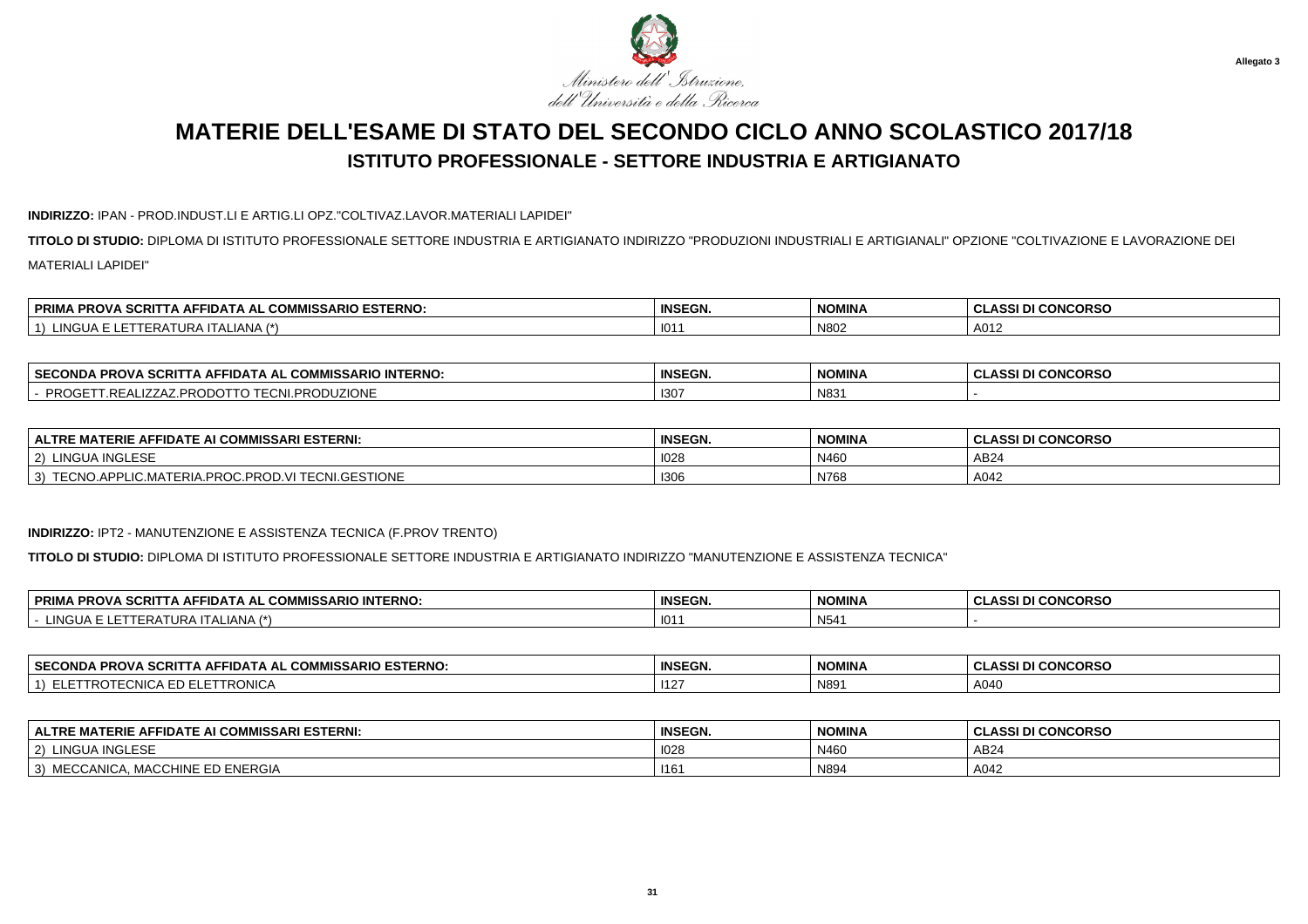Ministero dell'Istruzione, dell'Università e della Ricerca

Allegato 3

# MATERIE DELL'ESAME DI STATO DEL SECONDO CICLO ANNO SCOLASTICO 2017/18

## ISTITUTO PROFESSIONALE - SETTORE INDUSTRIA E ARTIGIANATO

**INDIRIZZO:** IPAN - PROD.INDUST.LI E ARTIG.LI OPZ."COLTIVAZ.LAVOR.MATERIALI LAPIDEI"

**TITOLO DI STUDIO:** DIPLOMA DI ISTITUTO PROFESSIONALE SETTORE INDUSTRIA E ARTIGIANATO INDIRIZZO "PRODUZIONI INDUSTRIALI E ARTIGIANALI" OPZIONE "COLTIVAZIONE E LAVORAZIONE DEI MATERIALI LAPIDEI"

| PRIMA PROVA SCRITTA AFFIDATA AL COMMISSARIO ESTERNO: | INSEGN. | NOMINA | CLASSI DI CONCORSO |
|---|---|---|---|
| 1) LINGUA E LETTERATURA ITALIANA (*) | I011 | N802 | A012 |

| SECONDA PROVA SCRITTA AFFIDATA AL COMMISSARIO INTERNO: | INSEGN. | NOMINA | CLASSI DI CONCORSO |
|---|---|---|---|
| - PROGETT.REALIZZAZ.PRODOTTO TECNI.PRODUZIONE | I307 | N831 | - |

| ALTRE MATERIE AFFIDATE AI COMMISSARI ESTERNI: | INSEGN. | NOMINA | CLASSI DI CONCORSO |
|---|---|---|---|
| 2) LINGUA INGLESE | I028 | N460 | AB24 |
| 3) TECNO.APPLIC.MATERIA.PROC.PROD.VI TECNI.GESTIONE | I306 | N768 | A042 |

**INDIRIZZO:** IPT2 - MANUTENZIONE E ASSISTENZA TECNICA (F.PROV TRENTO)

**TITOLO DI STUDIO:** DIPLOMA DI ISTITUTO PROFESSIONALE SETTORE INDUSTRIA E ARTIGIANATO INDIRIZZO "MANUTENZIONE E ASSISTENZA TECNICA"

| PRIMA PROVA SCRITTA AFFIDATA AL COMMISSARIO INTERNO: | INSEGN. | NOMINA | CLASSI DI CONCORSO |
|---|---|---|---|
| - LINGUA E LETTERATURA ITALIANA (*) | I011 | N541 | - |

| SECONDA PROVA SCRITTA AFFIDATA AL COMMISSARIO ESTERNO: | INSEGN. | NOMINA | CLASSI DI CONCORSO |
|---|---|---|---|
| 1) ELETTROTECNICA ED ELETTRONICA | I127 | N891 | A040 |

| ALTRE MATERIE AFFIDATE AI COMMISSARI ESTERNI: | INSEGN. | NOMINA | CLASSI DI CONCORSO |
|---|---|---|---|
| 2) LINGUA INGLESE | I028 | N460 | AB24 |
| 3) MECCANICA, MACCHINE ED ENERGIA | I161 | N894 | A042 |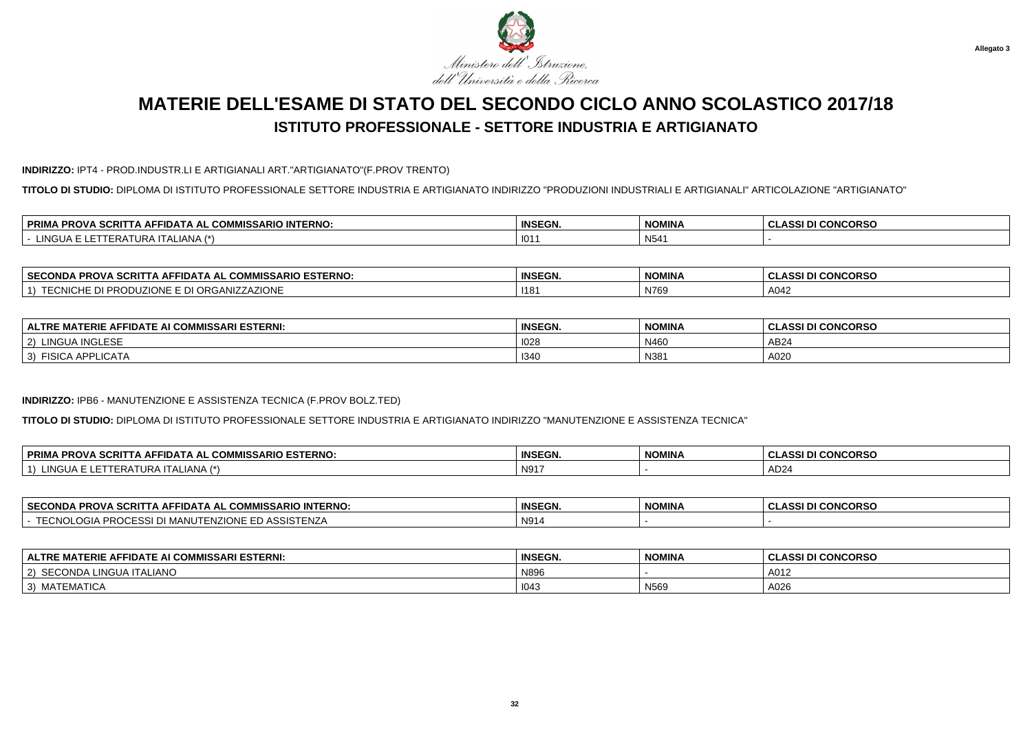Allegato 3

Ministero dell'Istruzione, dell'Università e della Ricerca

# MATERIE DELL'ESAME DI STATO DEL SECONDO CICLO ANNO SCOLASTICO 2017/18

## ISTITUTO PROFESSIONALE - SETTORE INDUSTRIA E ARTIGIANATO

**INDIRIZZO:** IPT4 - PROD.INDUSTR.LI E ARTIGIANALI ART."ARTIGIANATO"(F.PROV TRENTO)

**TITOLO DI STUDIO:** DIPLOMA DI ISTITUTO PROFESSIONALE SETTORE INDUSTRIA E ARTIGIANATO INDIRIZZO "PRODUZIONI INDUSTRIALI E ARTIGIANALI" ARTICOLAZIONE "ARTIGIANATO"

| PRIMA PROVA SCRITTA AFFIDATA AL COMMISSARIO INTERNO: | INSEGN. | NOMINA | CLASSI DI CONCORSO |
|---|---|---|---|
| - LINGUA E LETTERATURA ITALIANA (*) | I011 | N541 | - |

| SECONDA PROVA SCRITTA AFFIDATA AL COMMISSARIO ESTERNO: | INSEGN. | NOMINA | CLASSI DI CONCORSO |
|---|---|---|---|
| 1) TECNICHE DI PRODUZIONE E DI ORGANIZZAZIONE | I181 | N769 | A042 |

| ALTRE MATERIE AFFIDATE AI COMMISSARI ESTERNI: | INSEGN. | NOMINA | CLASSI DI CONCORSO |
|---|---|---|---|
| 2) LINGUA INGLESE | I028 | N460 | AB24 |
| 3) FISICA APPLICATA | I340 | N381 | A020 |

**INDIRIZZO:** IPB6 - MANUTENZIONE E ASSISTENZA TECNICA (F.PROV BOLZ.TED)

**TITOLO DI STUDIO:** DIPLOMA DI ISTITUTO PROFESSIONALE SETTORE INDUSTRIA E ARTIGIANATO INDIRIZZO "MANUTENZIONE E ASSISTENZA TECNICA"

| PRIMA PROVA SCRITTA AFFIDATA AL COMMISSARIO ESTERNO: | INSEGN. | NOMINA | CLASSI DI CONCORSO |
|---|---|---|---|
| 1) LINGUA E LETTERATURA ITALIANA (*) | N917 | - | AD24 |

| SECONDA PROVA SCRITTA AFFIDATA AL COMMISSARIO INTERNO: | INSEGN. | NOMINA | CLASSI DI CONCORSO |
|---|---|---|---|
| - TECNOLOGIA PROCESSI DI MANUTENZIONE ED ASSISTENZA | N914 | - | - |

| ALTRE MATERIE AFFIDATE AI COMMISSARI ESTERNI: | INSEGN. | NOMINA | CLASSI DI CONCORSO |
|---|---|---|---|
| 2) SECONDA LINGUA ITALIANO | N896 | - | A012 |
| 3) MATEMATICA | I043 | N569 | A026 |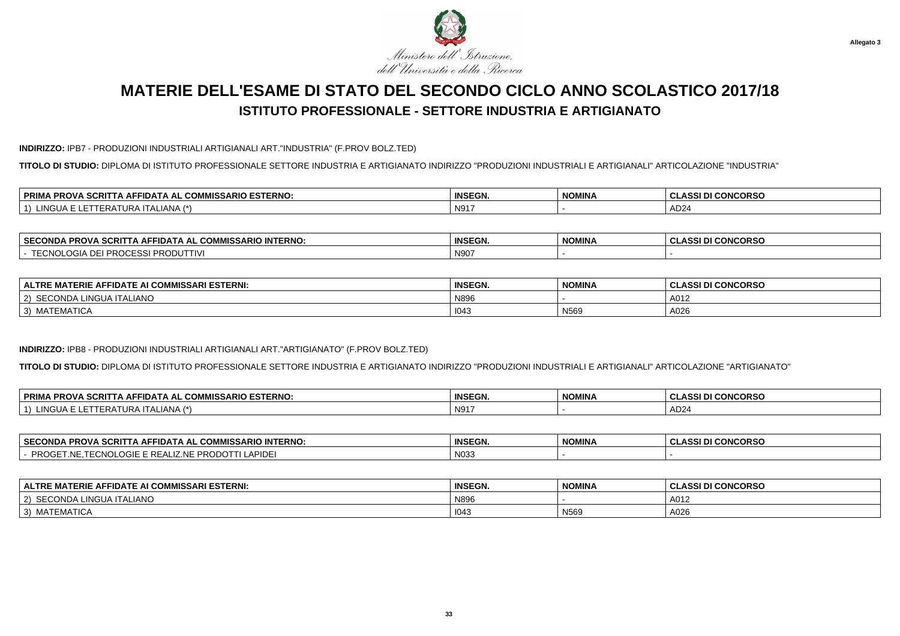Ministero dell'Istruzione, dell'Università e della Ricerca

Allegato 3

# MATERIE DELL'ESAME DI STATO DEL SECONDO CICLO ANNO SCOLASTICO 2017/18

## ISTITUTO PROFESSIONALE - SETTORE INDUSTRIA E ARTIGIANATO

**INDIRIZZO:** IPB7 - PRODUZIONI INDUSTRIALI ARTIGIANALI ART."INDUSTRIA" (F.PROV BOLZ.TED)

**TITOLO DI STUDIO:** DIPLOMA DI ISTITUTO PROFESSIONALE SETTORE INDUSTRIA E ARTIGIANATO INDIRIZZO "PRODUZIONI INDUSTRIALI E ARTIGIANALI" ARTICOLAZIONE "INDUSTRIA"

| PRIMA PROVA SCRITTA AFFIDATA AL COMMISSARIO ESTERNO: | INSEGN. | NOMINA | CLASSI DI CONCORSO |
|---|---|---|---|
| 1) LINGUA E LETTERATURA ITALIANA (*) | N917 | - | AD24 |

| SECONDA PROVA SCRITTA AFFIDATA AL COMMISSARIO INTERNO: | INSEGN. | NOMINA | CLASSI DI CONCORSO |
|---|---|---|---|
| - TECNOLOGIA DEI PROCESSI PRODUTTIVI | N907 | - | - |

| ALTRE MATERIE AFFIDATE AI COMMISSARI ESTERNI: | INSEGN. | NOMINA | CLASSI DI CONCORSO |
|---|---|---|---|
| 2) SECONDA LINGUA ITALIANO | N896 | - | A012 |
| 3) MATEMATICA | I043 | N569 | A026 |

**INDIRIZZO:** IPB8 - PRODUZIONI INDUSTRIALI ARTIGIANALI ART."ARTIGIANATO" (F.PROV BOLZ.TED)

**TITOLO DI STUDIO:** DIPLOMA DI ISTITUTO PROFESSIONALE SETTORE INDUSTRIA E ARTIGIANATO INDIRIZZO "PRODUZIONI INDUSTRIALI E ARTIGIANALI" ARTICOLAZIONE "ARTIGIANATO"

| PRIMA PROVA SCRITTA AFFIDATA AL COMMISSARIO ESTERNO: | INSEGN. | NOMINA | CLASSI DI CONCORSO |
|---|---|---|---|
| 1) LINGUA E LETTERATURA ITALIANA (*) | N917 | - | AD24 |

| SECONDA PROVA SCRITTA AFFIDATA AL COMMISSARIO INTERNO: | INSEGN. | NOMINA | CLASSI DI CONCORSO |
|---|---|---|---|
| - PROGET.NE,TECNOLOGIE E REALIZ.NE PRODOTTI LAPIDEI | N033 | - | - |

| ALTRE MATERIE AFFIDATE AI COMMISSARI ESTERNI: | INSEGN. | NOMINA | CLASSI DI CONCORSO |
|---|---|---|---|
| 2) SECONDA LINGUA ITALIANO | N896 | - | A012 |
| 3) MATEMATICA | I043 | N569 | A026 |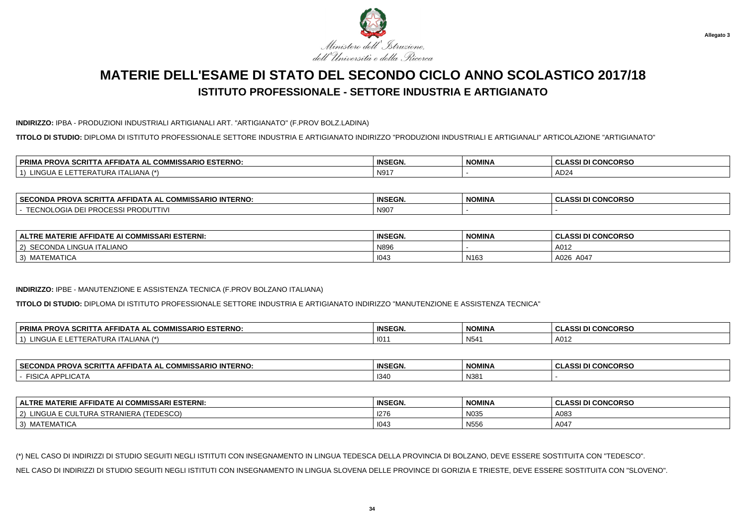Ministero dell'Istruzione, dell'Università e della Ricerca

Allegato 3

# MATERIE DELL'ESAME DI STATO DEL SECONDO CICLO ANNO SCOLASTICO 2017/18

## ISTITUTO PROFESSIONALE - SETTORE INDUSTRIA E ARTIGIANATO

**INDIRIZZO:** IPBA - PRODUZIONI INDUSTRIALI ARTIGIANALI ART. "ARTIGIANATO" (F.PROV BOLZ.LADINA)

**TITOLO DI STUDIO:** DIPLOMA DI ISTITUTO PROFESSIONALE SETTORE INDUSTRIA E ARTIGIANATO INDIRIZZO "PRODUZIONI INDUSTRIALI E ARTIGIANALI" ARTICOLAZIONE "ARTIGIANATO"

| PRIMA PROVA SCRITTA AFFIDATA AL COMMISSARIO ESTERNO: | INSEGN. | NOMINA | CLASSI DI CONCORSO |
|---|---|---|---|
| 1) LINGUA E LETTERATURA ITALIANA (*) | N917 | - | AD24 |

| SECONDA PROVA SCRITTA AFFIDATA AL COMMISSARIO INTERNO: | INSEGN. | NOMINA | CLASSI DI CONCORSO |
|---|---|---|---|
| - TECNOLOGIA DEI PROCESSI PRODUTTIVI | N907 | - | - |

| ALTRE MATERIE AFFIDATE AI COMMISSARI ESTERNI: | INSEGN. | NOMINA | CLASSI DI CONCORSO |
|---|---|---|---|
| 2) SECONDA LINGUA ITALIANO | N896 | - | A012 |
| 3) MATEMATICA | I043 | N163 | A026 A047 |

**INDIRIZZO:** IPBE - MANUTENZIONE E ASSISTENZA TECNICA (F.PROV BOLZANO ITALIANA)

**TITOLO DI STUDIO:** DIPLOMA DI ISTITUTO PROFESSIONALE SETTORE INDUSTRIA E ARTIGIANATO INDIRIZZO "MANUTENZIONE E ASSISTENZA TECNICA"

| PRIMA PROVA SCRITTA AFFIDATA AL COMMISSARIO ESTERNO: | INSEGN. | NOMINA | CLASSI DI CONCORSO |
|---|---|---|---|
| 1) LINGUA E LETTERATURA ITALIANA (*) | I011 | N541 | A012 |

| SECONDA PROVA SCRITTA AFFIDATA AL COMMISSARIO INTERNO: | INSEGN. | NOMINA | CLASSI DI CONCORSO |
|---|---|---|---|
| - FISICA APPLICATA | I340 | N381 | - |

| ALTRE MATERIE AFFIDATE AI COMMISSARI ESTERNI: | INSEGN. | NOMINA | CLASSI DI CONCORSO |
|---|---|---|---|
| 2) LINGUA E CULTURA STRANIERA (TEDESCO) | I276 | N035 | A083 |
| 3) MATEMATICA | I043 | N556 | A047 |

(*) NEL CASO DI INDIRIZZI DI STUDIO SEGUITI NEGLI ISTITUTI CON INSEGNAMENTO IN LINGUA TEDESCA DELLA PROVINCIA DI BOLZANO, DEVE ESSERE SOSTITUITA CON "TEDESCO".

NEL CASO DI INDIRIZZI DI STUDIO SEGUITI NEGLI ISTITUTI CON INSEGNAMENTO IN LINGUA SLOVENA DELLE PROVINCE DI GORIZIA E TRIESTE, DEVE ESSERE SOSTITUITA CON "SLOVENO".